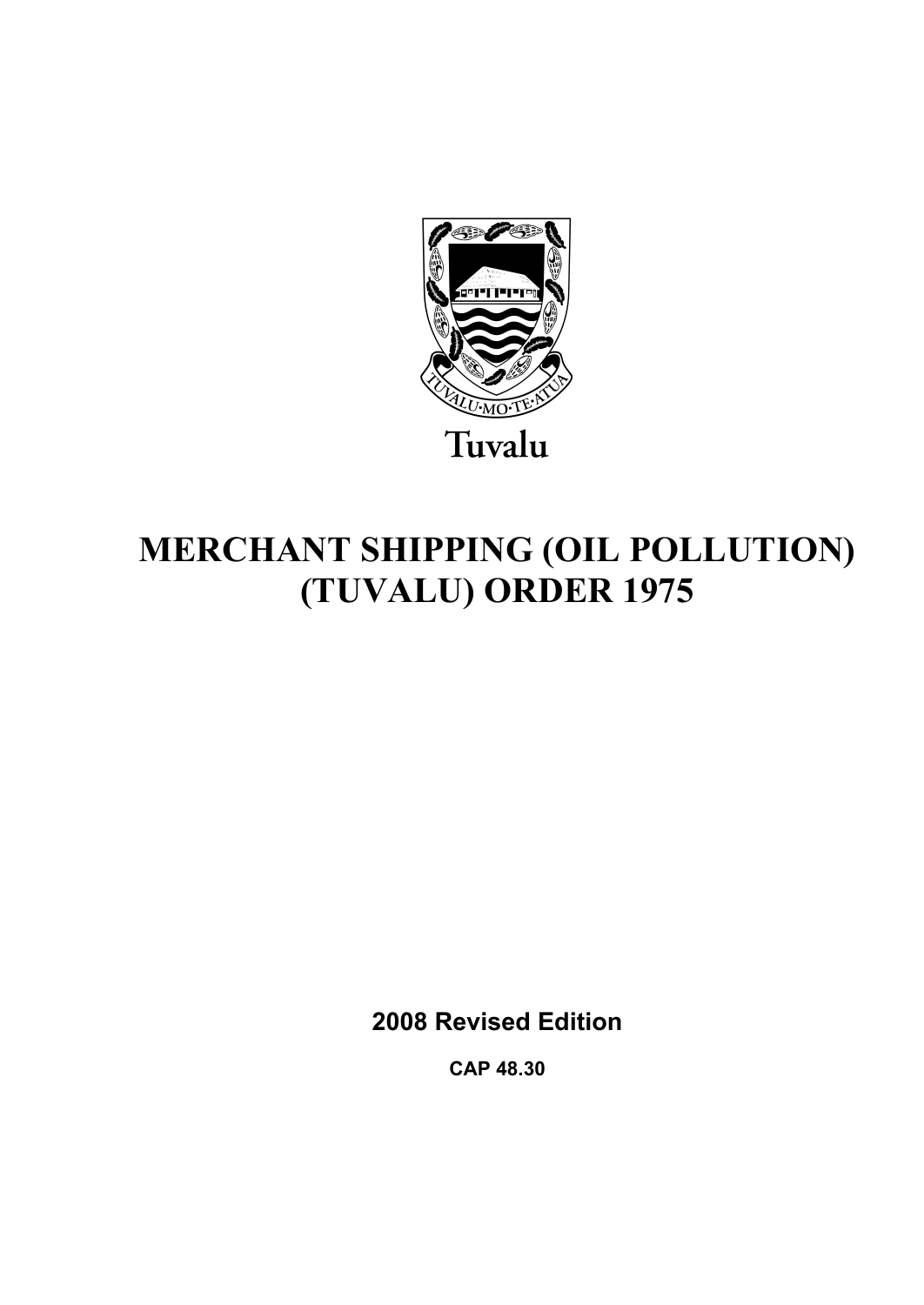Tuvalu

# MERCHANT SHIPPING (OIL POLLUTION) (TUVALU) ORDER 1975

**2008 Revised Edition**

**CAP 48.30**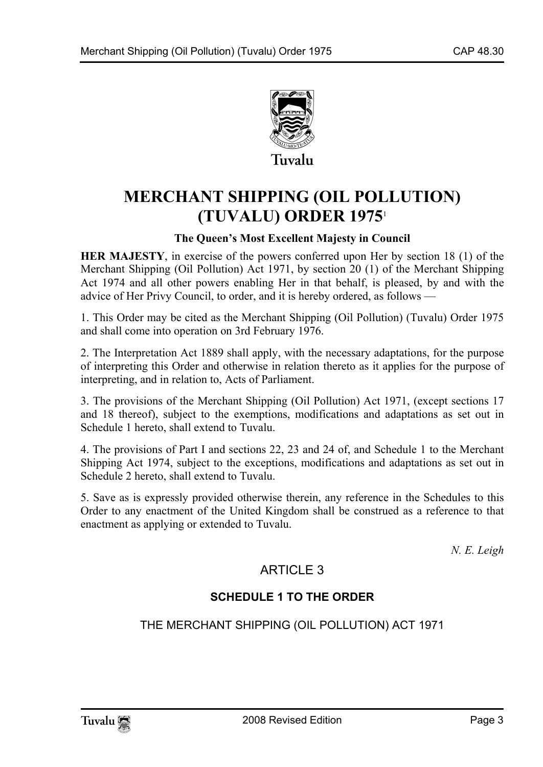Tuvalu

# MERCHANT SHIPPING (OIL POLLUTION) (TUVALU) ORDER 1975[1]

**The Queen's Most Excellent Majesty in Council**

**HER MAJESTY**, in exercise of the powers conferred upon Her by section 18 (1) of the Merchant Shipping (Oil Pollution) Act 1971, by section 20 (1) of the Merchant Shipping Act 1974 and all other powers enabling Her in that behalf, is pleased, by and with the advice of Her Privy Council, to order, and it is hereby ordered, as follows —

1. This Order may be cited as the Merchant Shipping (Oil Pollution) (Tuvalu) Order 1975 and shall come into operation on 3rd February 1976.

2. The Interpretation Act 1889 shall apply, with the necessary adaptations, for the purpose of interpreting this Order and otherwise in relation thereto as it applies for the purpose of interpreting, and in relation to, Acts of Parliament.

3. The provisions of the Merchant Shipping (Oil Pollution) Act 1971, (except sections 17 and 18 thereof), subject to the exemptions, modifications and adaptations as set out in Schedule 1 hereto, shall extend to Tuvalu.

4. The provisions of Part I and sections 22, 23 and 24 of, and Schedule 1 to the Merchant Shipping Act 1974, subject to the exceptions, modifications and adaptations as set out in Schedule 2 hereto, shall extend to Tuvalu.

5. Save as is expressly provided otherwise therein, any reference in the Schedules to this Order to any enactment of the United Kingdom shall be construed as a reference to that enactment as applying or extended to Tuvalu.

*N. E. Leigh*

ARTICLE 3

## SCHEDULE 1 TO THE ORDER

THE MERCHANT SHIPPING (OIL POLLUTION) ACT 1971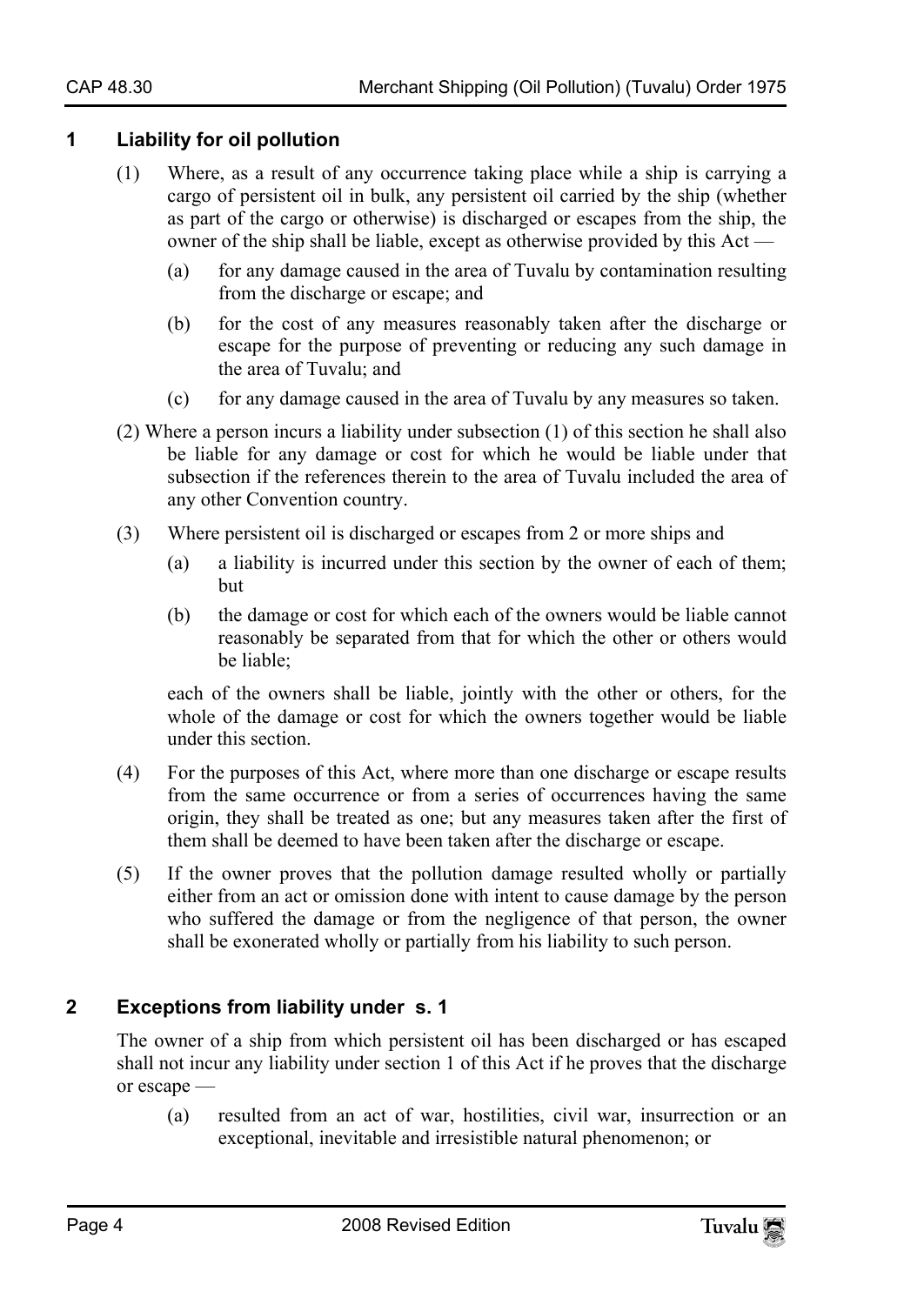## 1 Liability for oil pollution

(1) Where, as a result of any occurrence taking place while a ship is carrying a cargo of persistent oil in bulk, any persistent oil carried by the ship (whether as part of the cargo or otherwise) is discharged or escapes from the ship, the owner of the ship shall be liable, except as otherwise provided by this Act —

(a) for any damage caused in the area of Tuvalu by contamination resulting from the discharge or escape; and

(b) for the cost of any measures reasonably taken after the discharge or escape for the purpose of preventing or reducing any such damage in the area of Tuvalu; and

(c) for any damage caused in the area of Tuvalu by any measures so taken.

(2) Where a person incurs a liability under subsection (1) of this section he shall also be liable for any damage or cost for which he would be liable under that subsection if the references therein to the area of Tuvalu included the area of any other Convention country.

(3) Where persistent oil is discharged or escapes from 2 or more ships and

(a) a liability is incurred under this section by the owner of each of them; but

(b) the damage or cost for which each of the owners would be liable cannot reasonably be separated from that for which the other or others would be liable;

each of the owners shall be liable, jointly with the other or others, for the whole of the damage or cost for which the owners together would be liable under this section.

(4) For the purposes of this Act, where more than one discharge or escape results from the same occurrence or from a series of occurrences having the same origin, they shall be treated as one; but any measures taken after the first of them shall be deemed to have been taken after the discharge or escape.

(5) If the owner proves that the pollution damage resulted wholly or partially either from an act or omission done with intent to cause damage by the person who suffered the damage or from the negligence of that person, the owner shall be exonerated wholly or partially from his liability to such person.

## 2 Exceptions from liability under s. 1

The owner of a ship from which persistent oil has been discharged or has escaped shall not incur any liability under section 1 of this Act if he proves that the discharge or escape —

(a) resulted from an act of war, hostilities, civil war, insurrection or an exceptional, inevitable and irresistible natural phenomenon; or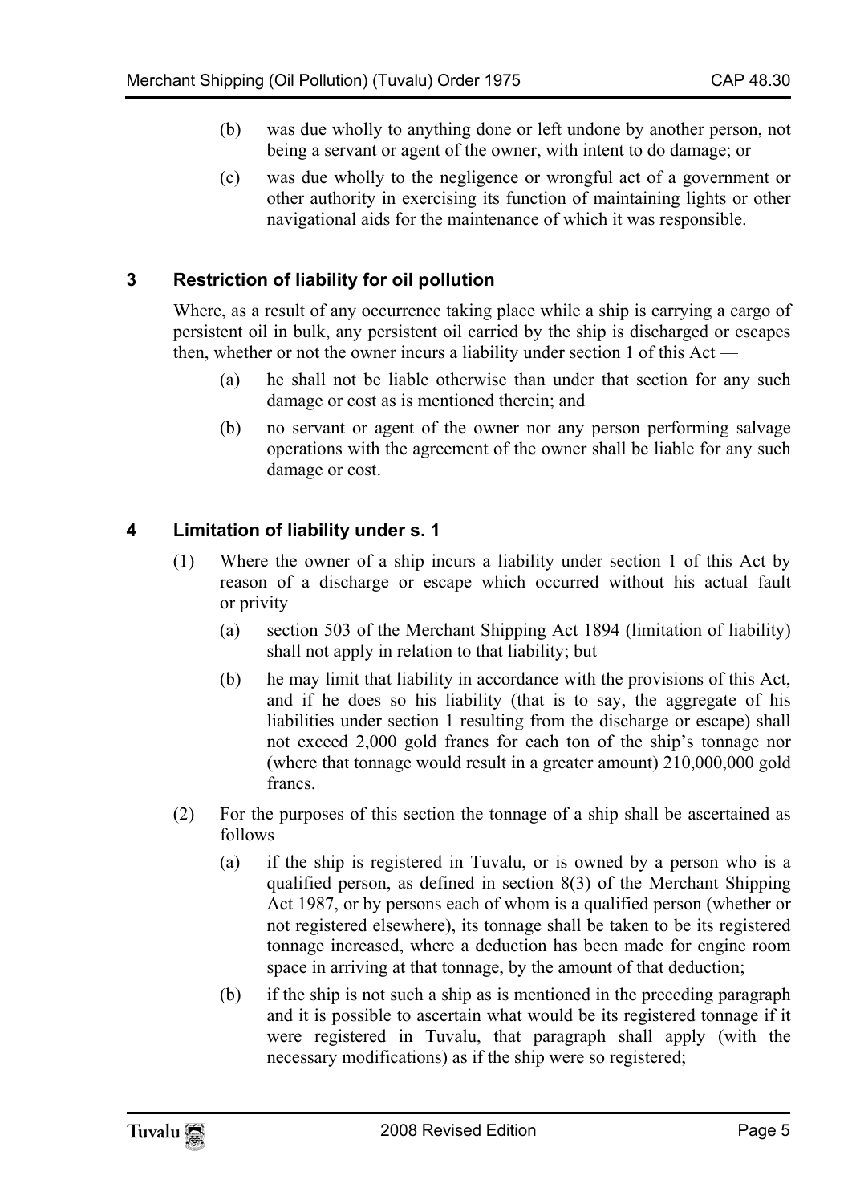(b) was due wholly to anything done or left undone by another person, not being a servant or agent of the owner, with intent to do damage; or

(c) was due wholly to the negligence or wrongful act of a government or other authority in exercising its function of maintaining lights or other navigational aids for the maintenance of which it was responsible.

### 3 Restriction of liability for oil pollution

Where, as a result of any occurrence taking place while a ship is carrying a cargo of persistent oil in bulk, any persistent oil carried by the ship is discharged or escapes then, whether or not the owner incurs a liability under section 1 of this Act —

(a) he shall not be liable otherwise than under that section for any such damage or cost as is mentioned therein; and

(b) no servant or agent of the owner nor any person performing salvage operations with the agreement of the owner shall be liable for any such damage or cost.

### 4 Limitation of liability under s. 1

(1) Where the owner of a ship incurs a liability under section 1 of this Act by reason of a discharge or escape which occurred without his actual fault or privity —

(a) section 503 of the Merchant Shipping Act 1894 (limitation of liability) shall not apply in relation to that liability; but

(b) he may limit that liability in accordance with the provisions of this Act, and if he does so his liability (that is to say, the aggregate of his liabilities under section 1 resulting from the discharge or escape) shall not exceed 2,000 gold francs for each ton of the ship's tonnage nor (where that tonnage would result in a greater amount) 210,000,000 gold francs.

(2) For the purposes of this section the tonnage of a ship shall be ascertained as follows —

(a) if the ship is registered in Tuvalu, or is owned by a person who is a qualified person, as defined in section 8(3) of the Merchant Shipping Act 1987, or by persons each of whom is a qualified person (whether or not registered elsewhere), its tonnage shall be taken to be its registered tonnage increased, where a deduction has been made for engine room space in arriving at that tonnage, by the amount of that deduction;

(b) if the ship is not such a ship as is mentioned in the preceding paragraph and it is possible to ascertain what would be its registered tonnage if it were registered in Tuvalu, that paragraph shall apply (with the necessary modifications) as if the ship were so registered;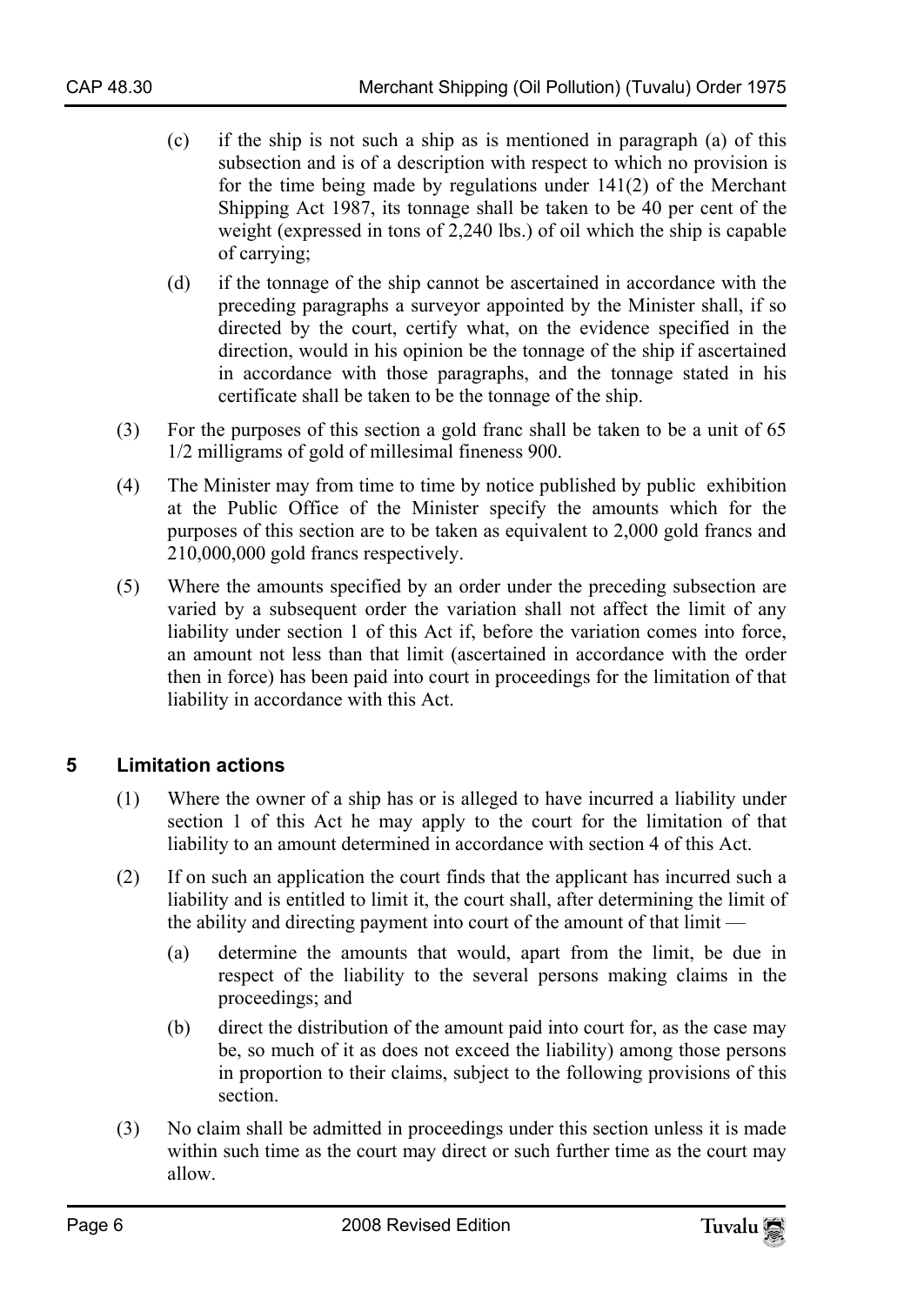(c) if the ship is not such a ship as is mentioned in paragraph (a) of this subsection and is of a description with respect to which no provision is for the time being made by regulations under 141(2) of the Merchant Shipping Act 1987, its tonnage shall be taken to be 40 per cent of the weight (expressed in tons of 2,240 lbs.) of oil which the ship is capable of carrying;

(d) if the tonnage of the ship cannot be ascertained in accordance with the preceding paragraphs a surveyor appointed by the Minister shall, if so directed by the court, certify what, on the evidence specified in the direction, would in his opinion be the tonnage of the ship if ascertained in accordance with those paragraphs, and the tonnage stated in his certificate shall be taken to be the tonnage of the ship.

(3) For the purposes of this section a gold franc shall be taken to be a unit of 65 1/2 milligrams of gold of millesimal fineness 900.

(4) The Minister may from time to time by notice published by public exhibition at the Public Office of the Minister specify the amounts which for the purposes of this section are to be taken as equivalent to 2,000 gold francs and 210,000,000 gold francs respectively.

(5) Where the amounts specified by an order under the preceding subsection are varied by a subsequent order the variation shall not affect the limit of any liability under section 1 of this Act if, before the variation comes into force, an amount not less than that limit (ascertained in accordance with the order then in force) has been paid into court in proceedings for the limitation of that liability in accordance with this Act.

## 5 Limitation actions

(1) Where the owner of a ship has or is alleged to have incurred a liability under section 1 of this Act he may apply to the court for the limitation of that liability to an amount determined in accordance with section 4 of this Act.

(2) If on such an application the court finds that the applicant has incurred such a liability and is entitled to limit it, the court shall, after determining the limit of the ability and directing payment into court of the amount of that limit —

(a) determine the amounts that would, apart from the limit, be due in respect of the liability to the several persons making claims in the proceedings; and

(b) direct the distribution of the amount paid into court for, as the case may be, so much of it as does not exceed the liability) among those persons in proportion to their claims, subject to the following provisions of this section.

(3) No claim shall be admitted in proceedings under this section unless it is made within such time as the court may direct or such further time as the court may allow.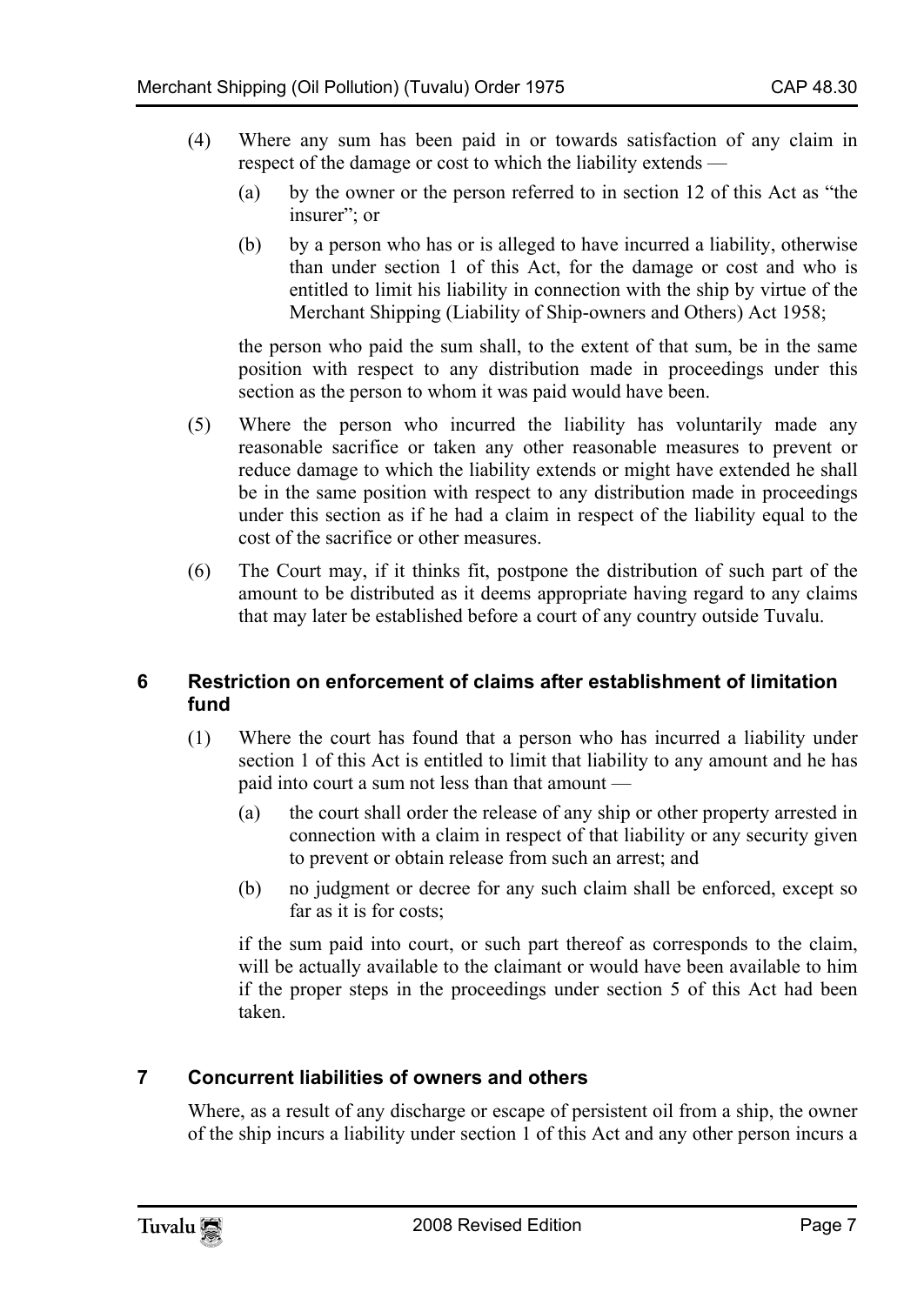(4) Where any sum has been paid in or towards satisfaction of any claim in respect of the damage or cost to which the liability extends —

(a) by the owner or the person referred to in section 12 of this Act as "the insurer"; or

(b) by a person who has or is alleged to have incurred a liability, otherwise than under section 1 of this Act, for the damage or cost and who is entitled to limit his liability in connection with the ship by virtue of the Merchant Shipping (Liability of Ship-owners and Others) Act 1958;

the person who paid the sum shall, to the extent of that sum, be in the same position with respect to any distribution made in proceedings under this section as the person to whom it was paid would have been.

(5) Where the person who incurred the liability has voluntarily made any reasonable sacrifice or taken any other reasonable measures to prevent or reduce damage to which the liability extends or might have extended he shall be in the same position with respect to any distribution made in proceedings under this section as if he had a claim in respect of the liability equal to the cost of the sacrifice or other measures.

(6) The Court may, if it thinks fit, postpone the distribution of such part of the amount to be distributed as it deems appropriate having regard to any claims that may later be established before a court of any country outside Tuvalu.

## 6 Restriction on enforcement of claims after establishment of limitation fund

(1) Where the court has found that a person who has incurred a liability under section 1 of this Act is entitled to limit that liability to any amount and he has paid into court a sum not less than that amount —

(a) the court shall order the release of any ship or other property arrested in connection with a claim in respect of that liability or any security given to prevent or obtain release from such an arrest; and

(b) no judgment or decree for any such claim shall be enforced, except so far as it is for costs;

if the sum paid into court, or such part thereof as corresponds to the claim, will be actually available to the claimant or would have been available to him if the proper steps in the proceedings under section 5 of this Act had been taken.

## 7 Concurrent liabilities of owners and others

Where, as a result of any discharge or escape of persistent oil from a ship, the owner of the ship incurs a liability under section 1 of this Act and any other person incurs a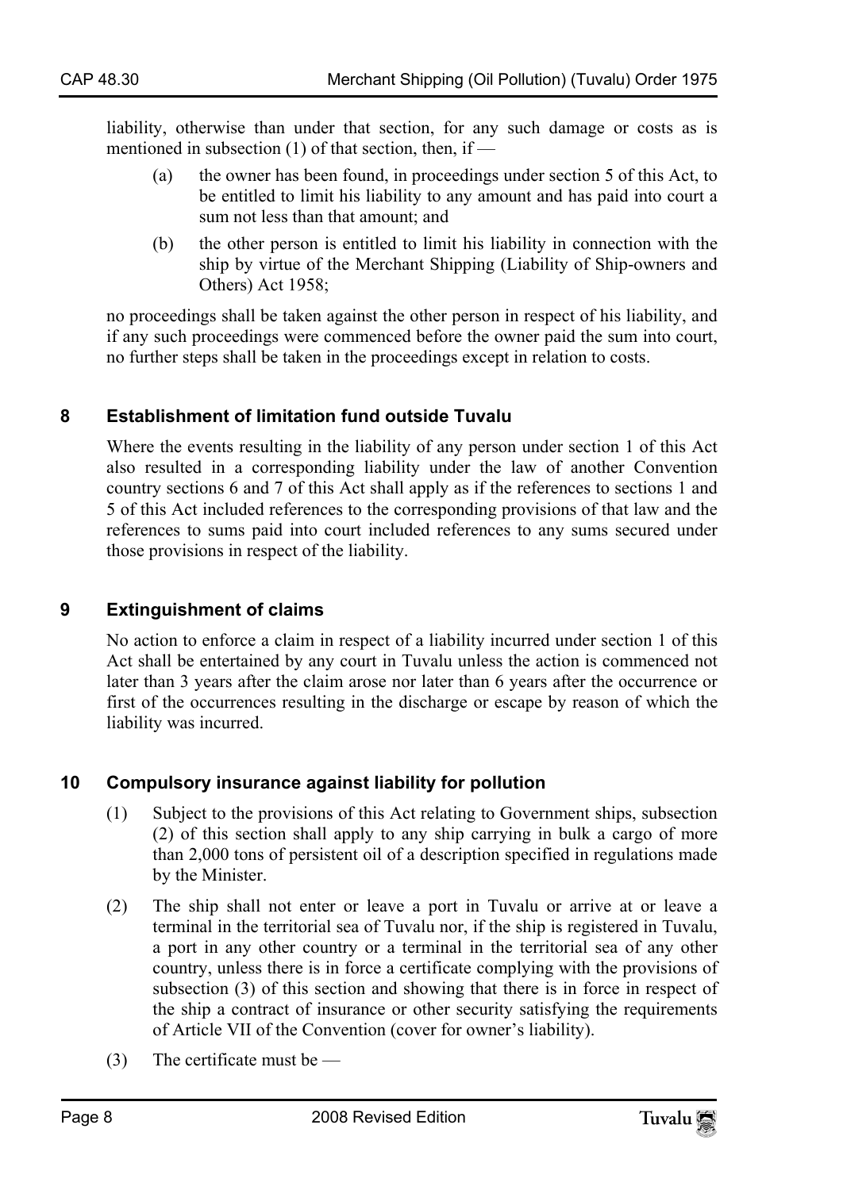liability, otherwise than under that section, for any such damage or costs as is mentioned in subsection (1) of that section, then, if —

(a) the owner has been found, in proceedings under section 5 of this Act, to be entitled to limit his liability to any amount and has paid into court a sum not less than that amount; and

(b) the other person is entitled to limit his liability in connection with the ship by virtue of the Merchant Shipping (Liability of Ship-owners and Others) Act 1958;

no proceedings shall be taken against the other person in respect of his liability, and if any such proceedings were commenced before the owner paid the sum into court, no further steps shall be taken in the proceedings except in relation to costs.

### 8 Establishment of limitation fund outside Tuvalu

Where the events resulting in the liability of any person under section 1 of this Act also resulted in a corresponding liability under the law of another Convention country sections 6 and 7 of this Act shall apply as if the references to sections 1 and 5 of this Act included references to the corresponding provisions of that law and the references to sums paid into court included references to any sums secured under those provisions in respect of the liability.

### 9 Extinguishment of claims

No action to enforce a claim in respect of a liability incurred under section 1 of this Act shall be entertained by any court in Tuvalu unless the action is commenced not later than 3 years after the claim arose nor later than 6 years after the occurrence or first of the occurrences resulting in the discharge or escape by reason of which the liability was incurred.

### 10 Compulsory insurance against liability for pollution

(1) Subject to the provisions of this Act relating to Government ships, subsection (2) of this section shall apply to any ship carrying in bulk a cargo of more than 2,000 tons of persistent oil of a description specified in regulations made by the Minister.

(2) The ship shall not enter or leave a port in Tuvalu or arrive at or leave a terminal in the territorial sea of Tuvalu nor, if the ship is registered in Tuvalu, a port in any other country or a terminal in the territorial sea of any other country, unless there is in force a certificate complying with the provisions of subsection (3) of this section and showing that there is in force in respect of the ship a contract of insurance or other security satisfying the requirements of Article VII of the Convention (cover for owner's liability).

(3) The certificate must be —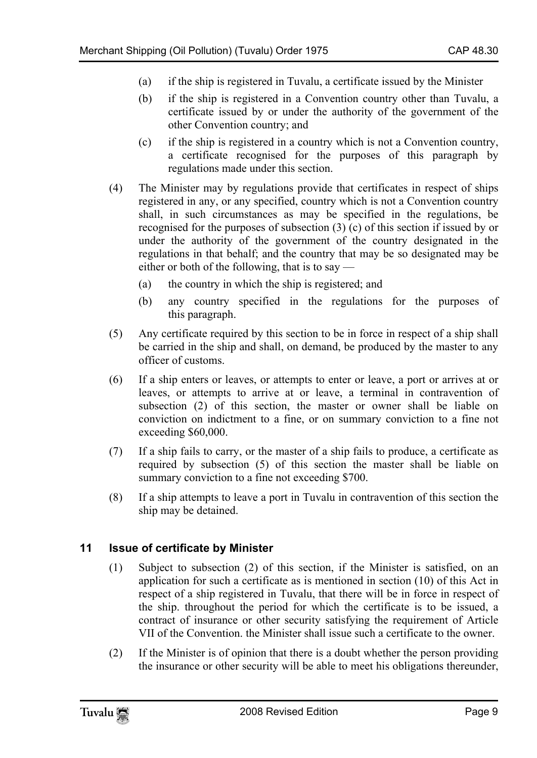(a) if the ship is registered in Tuvalu, a certificate issued by the Minister

(b) if the ship is registered in a Convention country other than Tuvalu, a certificate issued by or under the authority of the government of the other Convention country; and

(c) if the ship is registered in a country which is not a Convention country, a certificate recognised for the purposes of this paragraph by regulations made under this section.

(4) The Minister may by regulations provide that certificates in respect of ships registered in any, or any specified, country which is not a Convention country shall, in such circumstances as may be specified in the regulations, be recognised for the purposes of subsection (3) (c) of this section if issued by or under the authority of the government of the country designated in the regulations in that behalf; and the country that may be so designated may be either or both of the following, that is to say —

(a) the country in which the ship is registered; and

(b) any country specified in the regulations for the purposes of this paragraph.

(5) Any certificate required by this section to be in force in respect of a ship shall be carried in the ship and shall, on demand, be produced by the master to any officer of customs.

(6) If a ship enters or leaves, or attempts to enter or leave, a port or arrives at or leaves, or attempts to arrive at or leave, a terminal in contravention of subsection (2) of this section, the master or owner shall be liable on conviction on indictment to a fine, or on summary conviction to a fine not exceeding $60,000.

(7) If a ship fails to carry, or the master of a ship fails to produce, a certificate as required by subsection (5) of this section the master shall be liable on summary conviction to a fine not exceeding $700.

(8) If a ship attempts to leave a port in Tuvalu in contravention of this section the ship may be detained.

### 11 Issue of certificate by Minister

(1) Subject to subsection (2) of this section, if the Minister is satisfied, on an application for such a certificate as is mentioned in section (10) of this Act in respect of a ship registered in Tuvalu, that there will be in force in respect of the ship. throughout the period for which the certificate is to be issued, a contract of insurance or other security satisfying the requirement of Article VII of the Convention. the Minister shall issue such a certificate to the owner.

(2) If the Minister is of opinion that there is a doubt whether the person providing the insurance or other security will be able to meet his obligations thereunder,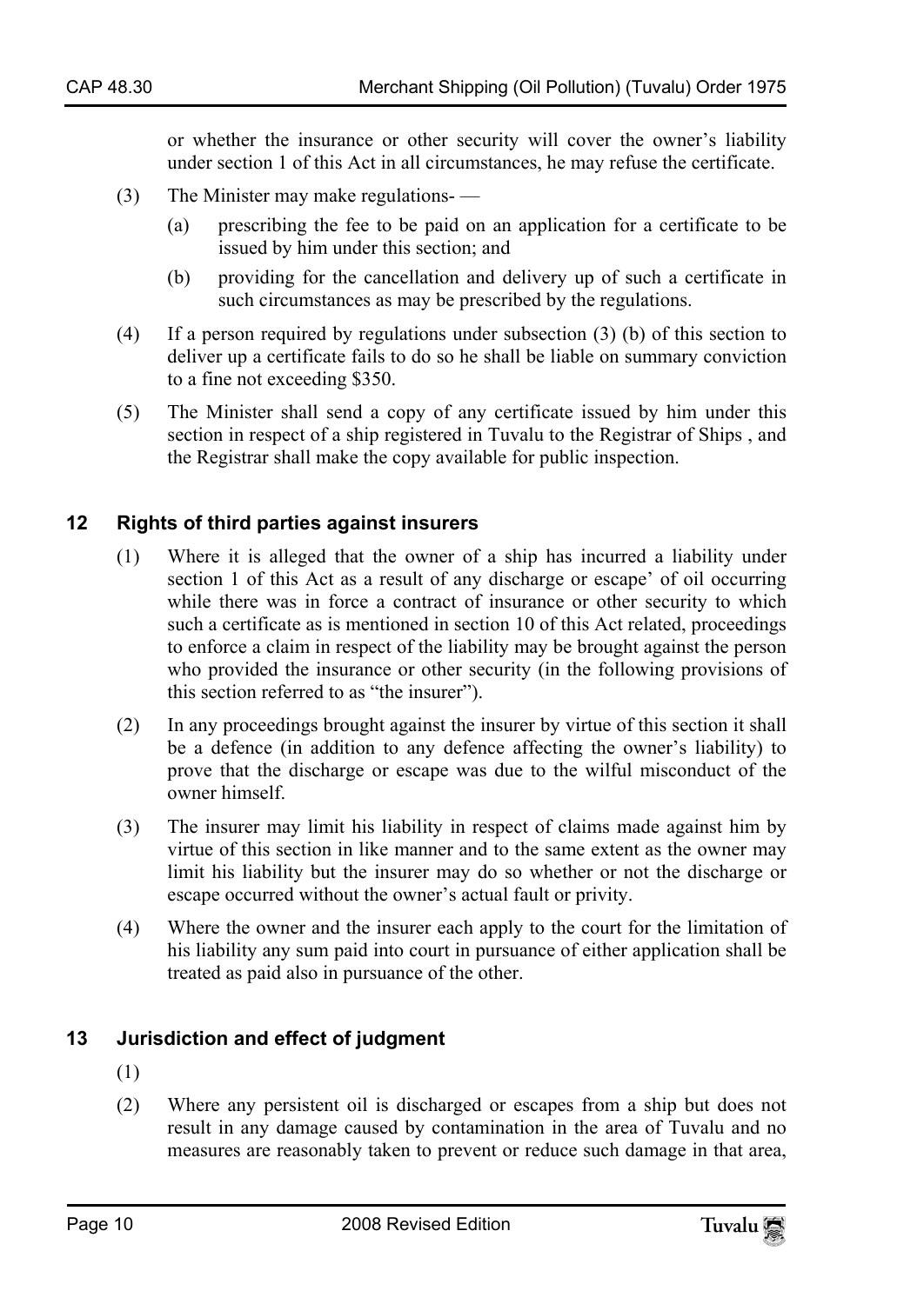or whether the insurance or other security will cover the owner's liability under section 1 of this Act in all circumstances, he may refuse the certificate.

(3) The Minister may make regulations- —

(a) prescribing the fee to be paid on an application for a certificate to be issued by him under this section; and

(b) providing for the cancellation and delivery up of such a certificate in such circumstances as may be prescribed by the regulations.

(4) If a person required by regulations under subsection (3) (b) of this section to deliver up a certificate fails to do so he shall be liable on summary conviction to a fine not exceeding $350.

(5) The Minister shall send a copy of any certificate issued by him under this section in respect of a ship registered in Tuvalu to the Registrar of Ships , and the Registrar shall make the copy available for public inspection.

## 12 Rights of third parties against insurers

(1) Where it is alleged that the owner of a ship has incurred a liability under section 1 of this Act as a result of any discharge or escape' of oil occurring while there was in force a contract of insurance or other security to which such a certificate as is mentioned in section 10 of this Act related, proceedings to enforce a claim in respect of the liability may be brought against the person who provided the insurance or other security (in the following provisions of this section referred to as "the insurer").

(2) In any proceedings brought against the insurer by virtue of this section it shall be a defence (in addition to any defence affecting the owner's liability) to prove that the discharge or escape was due to the wilful misconduct of the owner himself.

(3) The insurer may limit his liability in respect of claims made against him by virtue of this section in like manner and to the same extent as the owner may limit his liability but the insurer may do so whether or not the discharge or escape occurred without the owner's actual fault or privity.

(4) Where the owner and the insurer each apply to the court for the limitation of his liability any sum paid into court in pursuance of either application shall be treated as paid also in pursuance of the other.

## 13 Jurisdiction and effect of judgment

(1)

(2) Where any persistent oil is discharged or escapes from a ship but does not result in any damage caused by contamination in the area of Tuvalu and no measures are reasonably taken to prevent or reduce such damage in that area,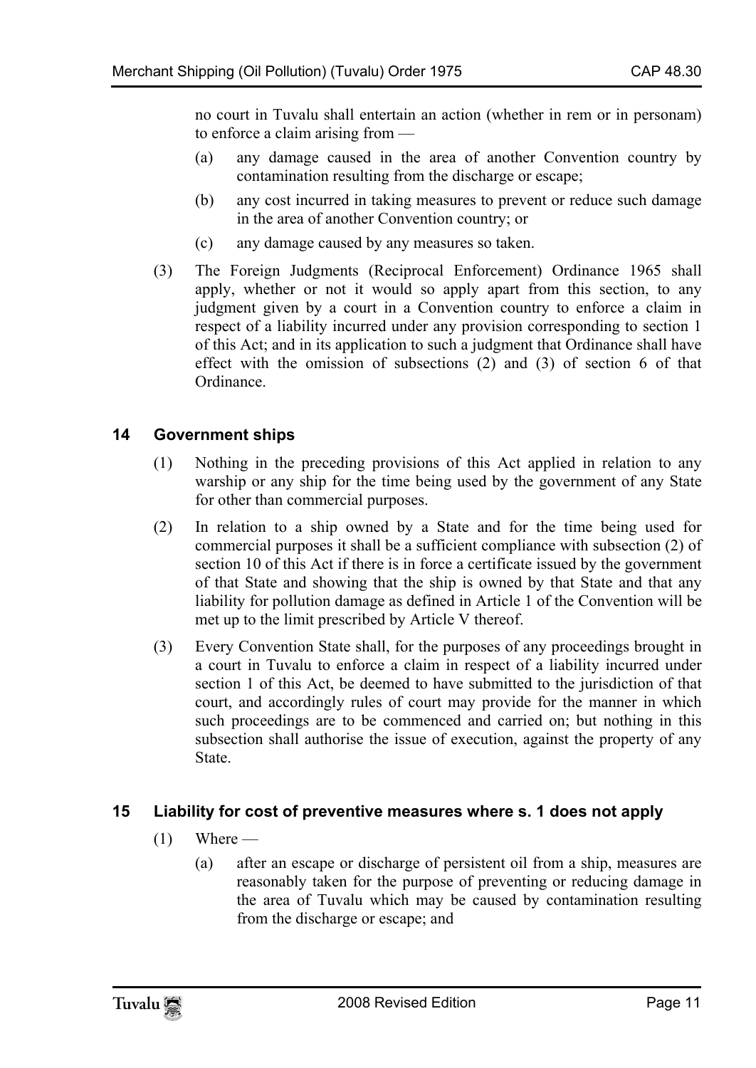no court in Tuvalu shall entertain an action (whether in rem or in personam) to enforce a claim arising from —

(a) any damage caused in the area of another Convention country by contamination resulting from the discharge or escape;

(b) any cost incurred in taking measures to prevent or reduce such damage in the area of another Convention country; or

(c) any damage caused by any measures so taken.

(3) The Foreign Judgments (Reciprocal Enforcement) Ordinance 1965 shall apply, whether or not it would so apply apart from this section, to any judgment given by a court in a Convention country to enforce a claim in respect of a liability incurred under any provision corresponding to section 1 of this Act; and in its application to such a judgment that Ordinance shall have effect with the omission of subsections (2) and (3) of section 6 of that Ordinance.

## 14 Government ships

(1) Nothing in the preceding provisions of this Act applied in relation to any warship or any ship for the time being used by the government of any State for other than commercial purposes.

(2) In relation to a ship owned by a State and for the time being used for commercial purposes it shall be a sufficient compliance with subsection (2) of section 10 of this Act if there is in force a certificate issued by the government of that State and showing that the ship is owned by that State and that any liability for pollution damage as defined in Article 1 of the Convention will be met up to the limit prescribed by Article V thereof.

(3) Every Convention State shall, for the purposes of any proceedings brought in a court in Tuvalu to enforce a claim in respect of a liability incurred under section 1 of this Act, be deemed to have submitted to the jurisdiction of that court, and accordingly rules of court may provide for the manner in which such proceedings are to be commenced and carried on; but nothing in this subsection shall authorise the issue of execution, against the property of any State.

## 15 Liability for cost of preventive measures where s. 1 does not apply

(1) Where —

(a) after an escape or discharge of persistent oil from a ship, measures are reasonably taken for the purpose of preventing or reducing damage in the area of Tuvalu which may be caused by contamination resulting from the discharge or escape; and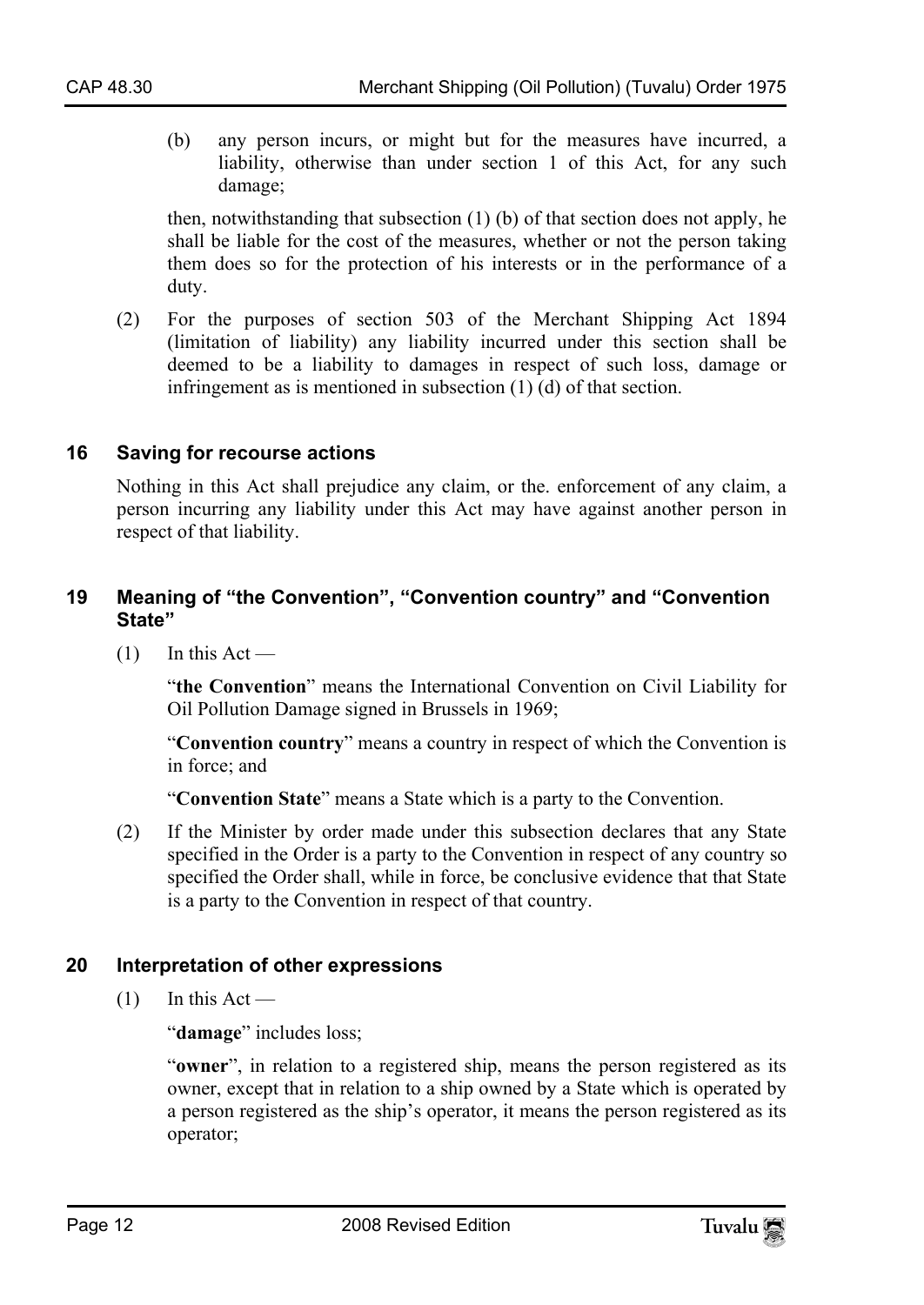(b) any person incurs, or might but for the measures have incurred, a liability, otherwise than under section 1 of this Act, for any such damage;

then, notwithstanding that subsection (1) (b) of that section does not apply, he shall be liable for the cost of the measures, whether or not the person taking them does so for the protection of his interests or in the performance of a duty.

(2) For the purposes of section 503 of the Merchant Shipping Act 1894 (limitation of liability) any liability incurred under this section shall be deemed to be a liability to damages in respect of such loss, damage or infringement as is mentioned in subsection (1) (d) of that section.

## 16 Saving for recourse actions

Nothing in this Act shall prejudice any claim, or the. enforcement of any claim, a person incurring any liability under this Act may have against another person in respect of that liability.

## 19 Meaning of "the Convention", "Convention country" and "Convention State"

(1) In this Act —

"**the Convention**" means the International Convention on Civil Liability for Oil Pollution Damage signed in Brussels in 1969;

"**Convention country**" means a country in respect of which the Convention is in force; and

"**Convention State**" means a State which is a party to the Convention.

(2) If the Minister by order made under this subsection declares that any State specified in the Order is a party to the Convention in respect of any country so specified the Order shall, while in force, be conclusive evidence that that State is a party to the Convention in respect of that country.

## 20 Interpretation of other expressions

(1) In this Act —

"**damage**" includes loss;

"**owner**", in relation to a registered ship, means the person registered as its owner, except that in relation to a ship owned by a State which is operated by a person registered as the ship's operator, it means the person registered as its operator;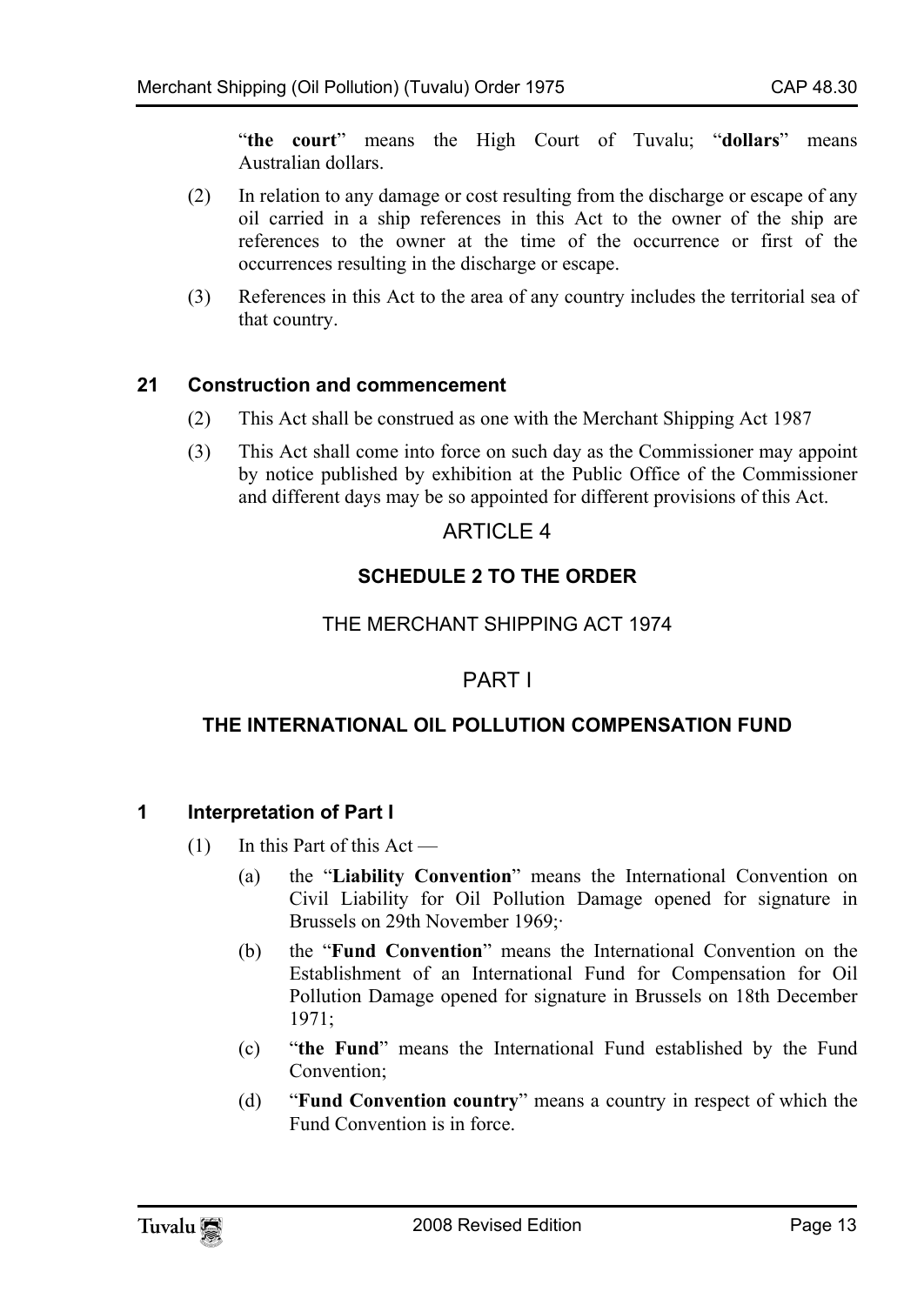"**the court**" means the High Court of Tuvalu; "**dollars**" means Australian dollars.

(2) In relation to any damage or cost resulting from the discharge or escape of any oil carried in a ship references in this Act to the owner of the ship are references to the owner at the time of the occurrence or first of the occurrences resulting in the discharge or escape.

(3) References in this Act to the area of any country includes the territorial sea of that country.

### 21 Construction and commencement

(2) This Act shall be construed as one with the Merchant Shipping Act 1987

(3) This Act shall come into force on such day as the Commissioner may appoint by notice published by exhibition at the Public Office of the Commissioner and different days may be so appointed for different provisions of this Act.

## ARTICLE 4

## SCHEDULE 2 TO THE ORDER

## THE MERCHANT SHIPPING ACT 1974

## PART I

## THE INTERNATIONAL OIL POLLUTION COMPENSATION FUND

### 1 Interpretation of Part I

(1) In this Part of this Act —

(a) the "**Liability Convention**" means the International Convention on Civil Liability for Oil Pollution Damage opened for signature in Brussels on 29th November 1969;·

(b) the "**Fund Convention**" means the International Convention on the Establishment of an International Fund for Compensation for Oil Pollution Damage opened for signature in Brussels on 18th December 1971;

(c) "**the Fund**" means the International Fund established by the Fund Convention;

(d) "**Fund Convention country**" means a country in respect of which the Fund Convention is in force.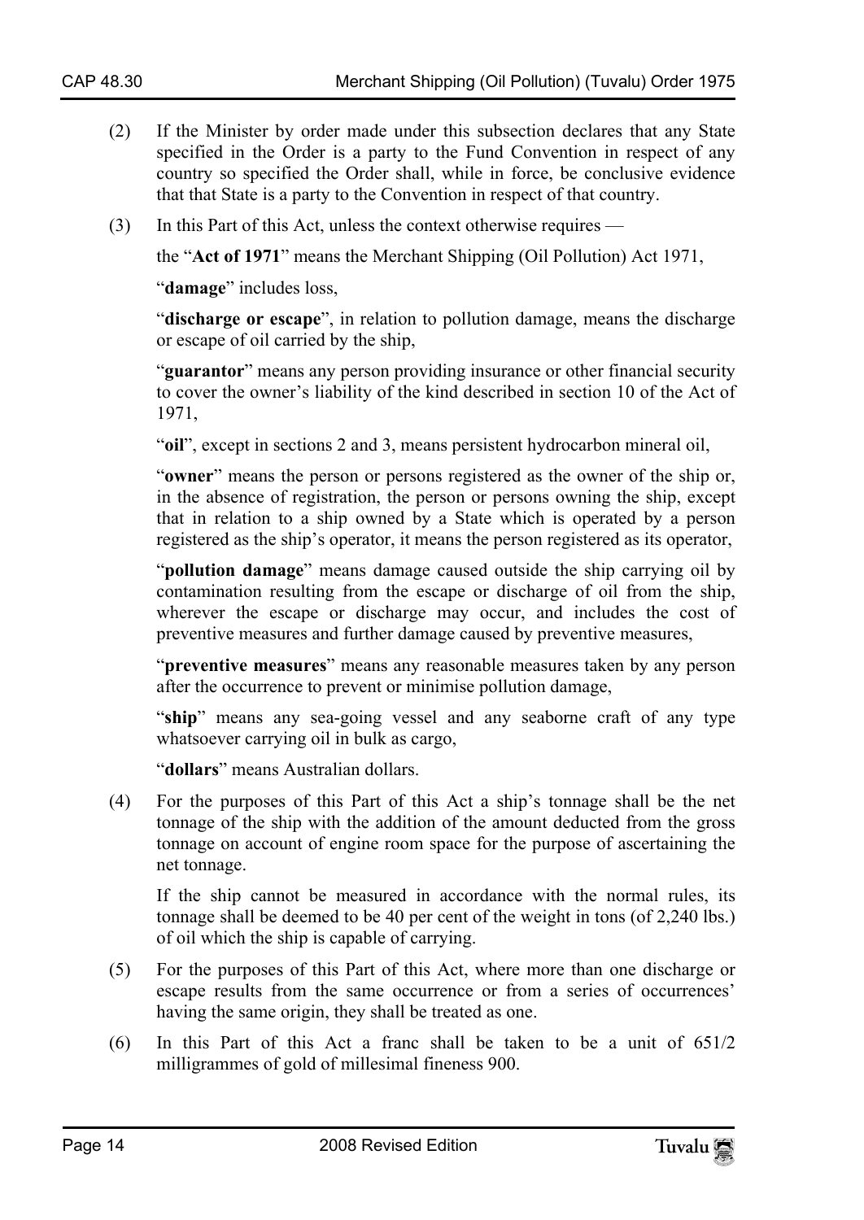(2) If the Minister by order made under this subsection declares that any State specified in the Order is a party to the Fund Convention in respect of any country so specified the Order shall, while in force, be conclusive evidence that that State is a party to the Convention in respect of that country.

(3) In this Part of this Act, unless the context otherwise requires —

the "**Act of 1971**" means the Merchant Shipping (Oil Pollution) Act 1971,

"**damage**" includes loss,

"**discharge or escape**", in relation to pollution damage, means the discharge or escape of oil carried by the ship,

"**guarantor**" means any person providing insurance or other financial security to cover the owner's liability of the kind described in section 10 of the Act of 1971,

"**oil**", except in sections 2 and 3, means persistent hydrocarbon mineral oil,

"**owner**" means the person or persons registered as the owner of the ship or, in the absence of registration, the person or persons owning the ship, except that in relation to a ship owned by a State which is operated by a person registered as the ship's operator, it means the person registered as its operator,

"**pollution damage**" means damage caused outside the ship carrying oil by contamination resulting from the escape or discharge of oil from the ship, wherever the escape or discharge may occur, and includes the cost of preventive measures and further damage caused by preventive measures,

"**preventive measures**" means any reasonable measures taken by any person after the occurrence to prevent or minimise pollution damage,

"**ship**" means any sea-going vessel and any seaborne craft of any type whatsoever carrying oil in bulk as cargo,

"**dollars**" means Australian dollars.

(4) For the purposes of this Part of this Act a ship's tonnage shall be the net tonnage of the ship with the addition of the amount deducted from the gross tonnage on account of engine room space for the purpose of ascertaining the net tonnage.

If the ship cannot be measured in accordance with the normal rules, its tonnage shall be deemed to be 40 per cent of the weight in tons (of 2,240 lbs.) of oil which the ship is capable of carrying.

(5) For the purposes of this Part of this Act, where more than one discharge or escape results from the same occurrence or from a series of occurrences' having the same origin, they shall be treated as one.

(6) In this Part of this Act a franc shall be taken to be a unit of 651/2 milligrammes of gold of millesimal fineness 900.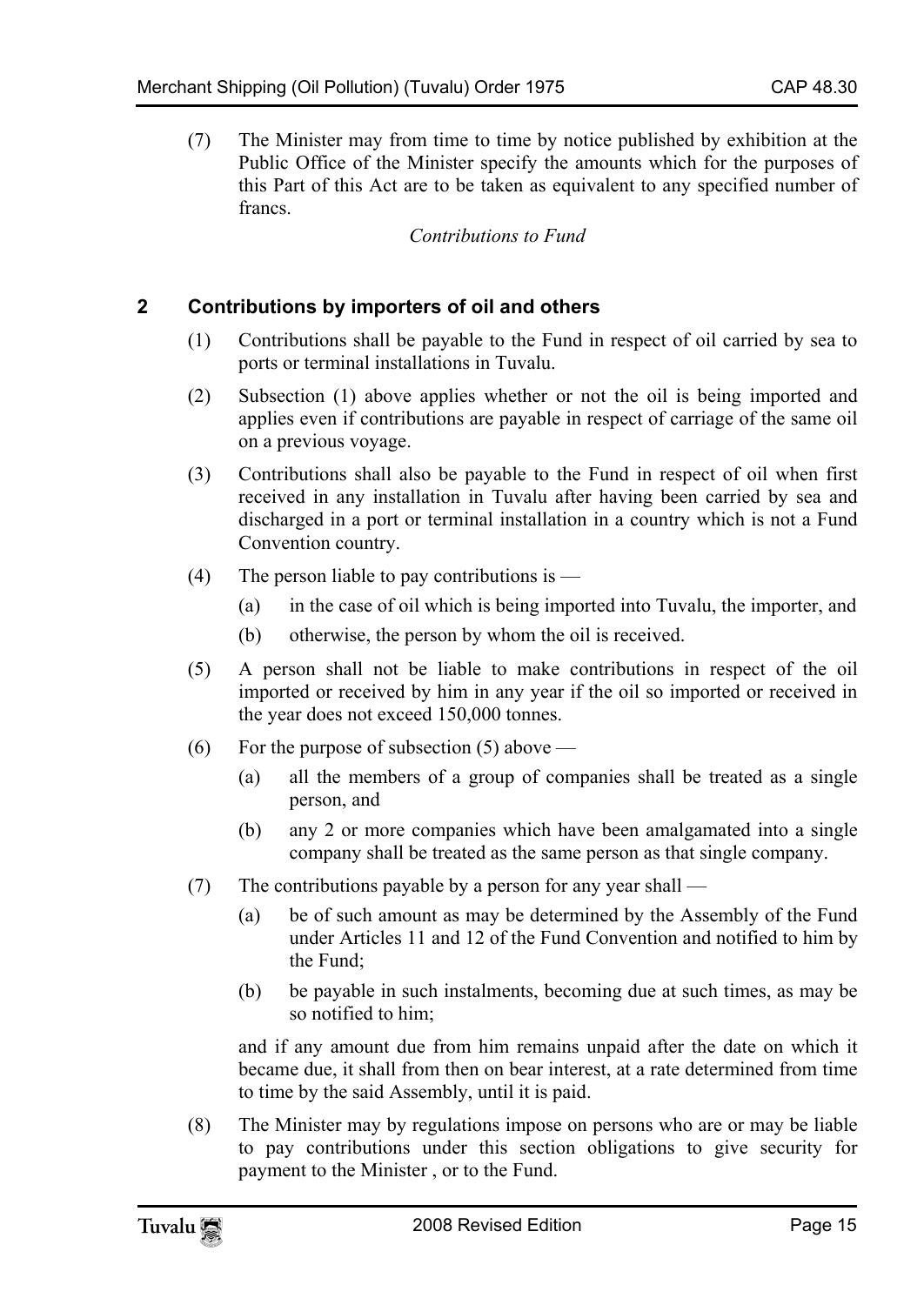(7) The Minister may from time to time by notice published by exhibition at the Public Office of the Minister specify the amounts which for the purposes of this Part of this Act are to be taken as equivalent to any specified number of francs.

*Contributions to Fund*

## 2 Contributions by importers of oil and others

(1) Contributions shall be payable to the Fund in respect of oil carried by sea to ports or terminal installations in Tuvalu.

(2) Subsection (1) above applies whether or not the oil is being imported and applies even if contributions are payable in respect of carriage of the same oil on a previous voyage.

(3) Contributions shall also be payable to the Fund in respect of oil when first received in any installation in Tuvalu after having been carried by sea and discharged in a port or terminal installation in a country which is not a Fund Convention country.

(4) The person liable to pay contributions is —

- (a) in the case of oil which is being imported into Tuvalu, the importer, and
- (b) otherwise, the person by whom the oil is received.

(5) A person shall not be liable to make contributions in respect of the oil imported or received by him in any year if the oil so imported or received in the year does not exceed 150,000 tonnes.

(6) For the purpose of subsection (5) above —

- (a) all the members of a group of companies shall be treated as a single person, and
- (b) any 2 or more companies which have been amalgamated into a single company shall be treated as the same person as that single company.

(7) The contributions payable by a person for any year shall —

- (a) be of such amount as may be determined by the Assembly of the Fund under Articles 11 and 12 of the Fund Convention and notified to him by the Fund;
- (b) be payable in such instalments, becoming due at such times, as may be so notified to him;

and if any amount due from him remains unpaid after the date on which it became due, it shall from then on bear interest, at a rate determined from time to time by the said Assembly, until it is paid.

(8) The Minister may by regulations impose on persons who are or may be liable to pay contributions under this section obligations to give security for payment to the Minister , or to the Fund.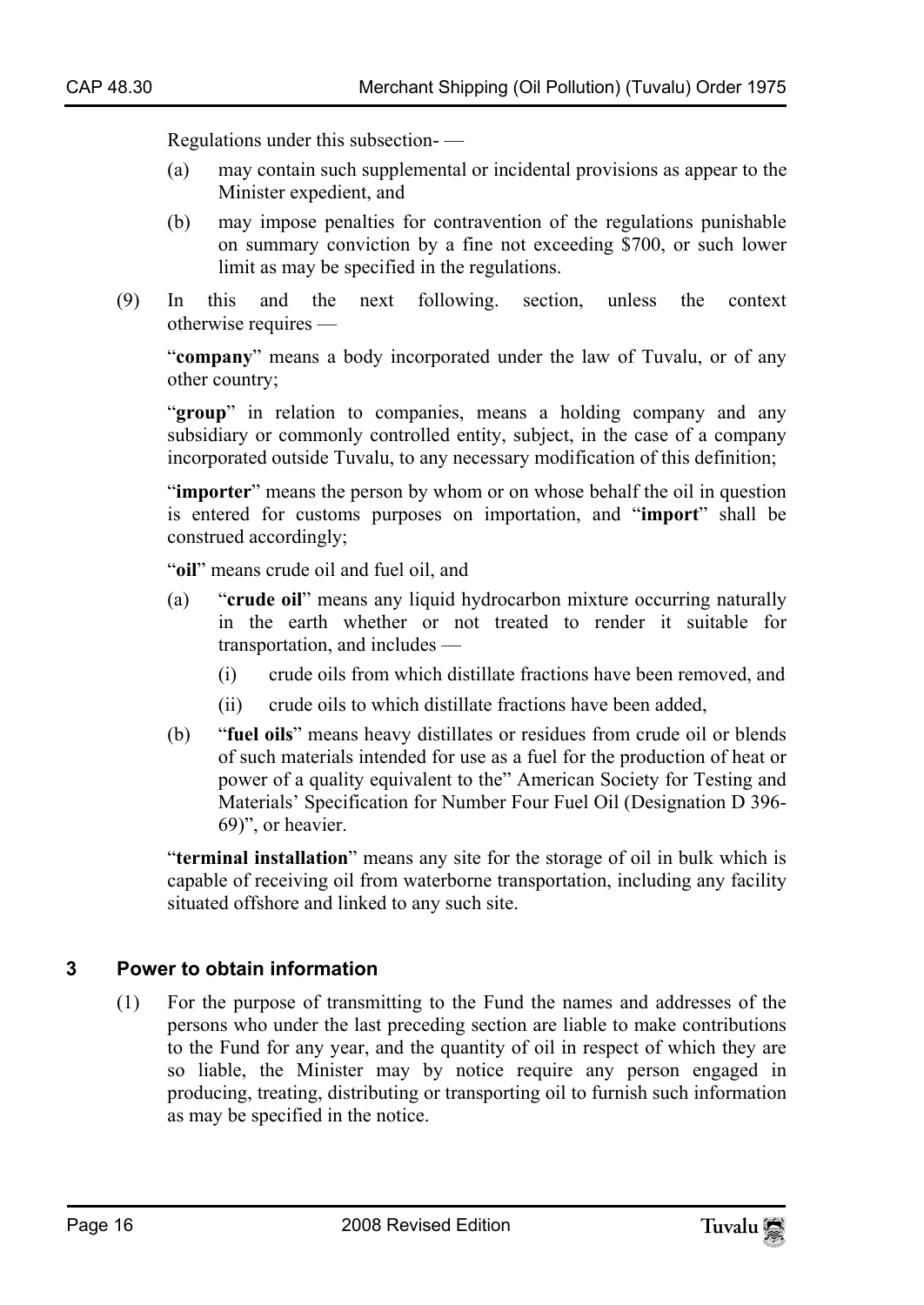Regulations under this subsection- —

(a) may contain such supplemental or incidental provisions as appear to the Minister expedient, and

(b) may impose penalties for contravention of the regulations punishable on summary conviction by a fine not exceeding $700, or such lower limit as may be specified in the regulations.

(9) In this and the next following. section, unless the context otherwise requires —

"**company**" means a body incorporated under the law of Tuvalu, or of any other country;

"**group**" in relation to companies, means a holding company and any subsidiary or commonly controlled entity, subject, in the case of a company incorporated outside Tuvalu, to any necessary modification of this definition;

"**importer**" means the person by whom or on whose behalf the oil in question is entered for customs purposes on importation, and "**import**" shall be construed accordingly;

"**oil**" means crude oil and fuel oil, and

(a) "**crude oil**" means any liquid hydrocarbon mixture occurring naturally in the earth whether or not treated to render it suitable for transportation, and includes —

  (i) crude oils from which distillate fractions have been removed, and

  (ii) crude oils to which distillate fractions have been added,

(b) "**fuel oils**" means heavy distillates or residues from crude oil or blends of such materials intended for use as a fuel for the production of heat or power of a quality equivalent to the" American Society for Testing and Materials' Specification for Number Four Fuel Oil (Designation D 396-69)", or heavier.

"**terminal installation**" means any site for the storage of oil in bulk which is capable of receiving oil from waterborne transportation, including any facility situated offshore and linked to any such site.

## 3 Power to obtain information

(1) For the purpose of transmitting to the Fund the names and addresses of the persons who under the last preceding section are liable to make contributions to the Fund for any year, and the quantity of oil in respect of which they are so liable, the Minister may by notice require any person engaged in producing, treating, distributing or transporting oil to furnish such information as may be specified in the notice.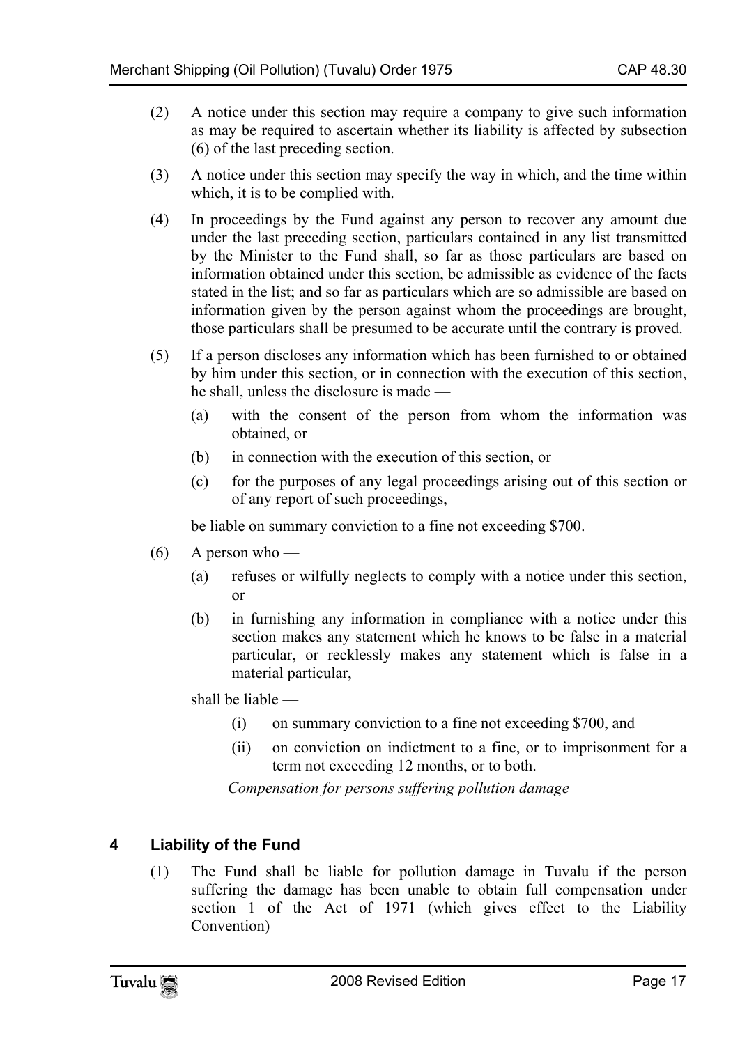(2) A notice under this section may require a company to give such information as may be required to ascertain whether its liability is affected by subsection (6) of the last preceding section.

(3) A notice under this section may specify the way in which, and the time within which, it is to be complied with.

(4) In proceedings by the Fund against any person to recover any amount due under the last preceding section, particulars contained in any list transmitted by the Minister to the Fund shall, so far as those particulars are based on information obtained under this section, be admissible as evidence of the facts stated in the list; and so far as particulars which are so admissible are based on information given by the person against whom the proceedings are brought, those particulars shall be presumed to be accurate until the contrary is proved.

(5) If a person discloses any information which has been furnished to or obtained by him under this section, or in connection with the execution of this section, he shall, unless the disclosure is made —

(a) with the consent of the person from whom the information was obtained, or

(b) in connection with the execution of this section, or

(c) for the purposes of any legal proceedings arising out of this section or of any report of such proceedings,

be liable on summary conviction to a fine not exceeding $700.

(6) A person who —

(a) refuses or wilfully neglects to comply with a notice under this section, or

(b) in furnishing any information in compliance with a notice under this section makes any statement which he knows to be false in a material particular, or recklessly makes any statement which is false in a material particular,

shall be liable —

(i) on summary conviction to a fine not exceeding $700, and

(ii) on conviction on indictment to a fine, or to imprisonment for a term not exceeding 12 months, or to both.

*Compensation for persons suffering pollution damage*

## 4 Liability of the Fund

(1) The Fund shall be liable for pollution damage in Tuvalu if the person suffering the damage has been unable to obtain full compensation under section 1 of the Act of 1971 (which gives effect to the Liability Convention) —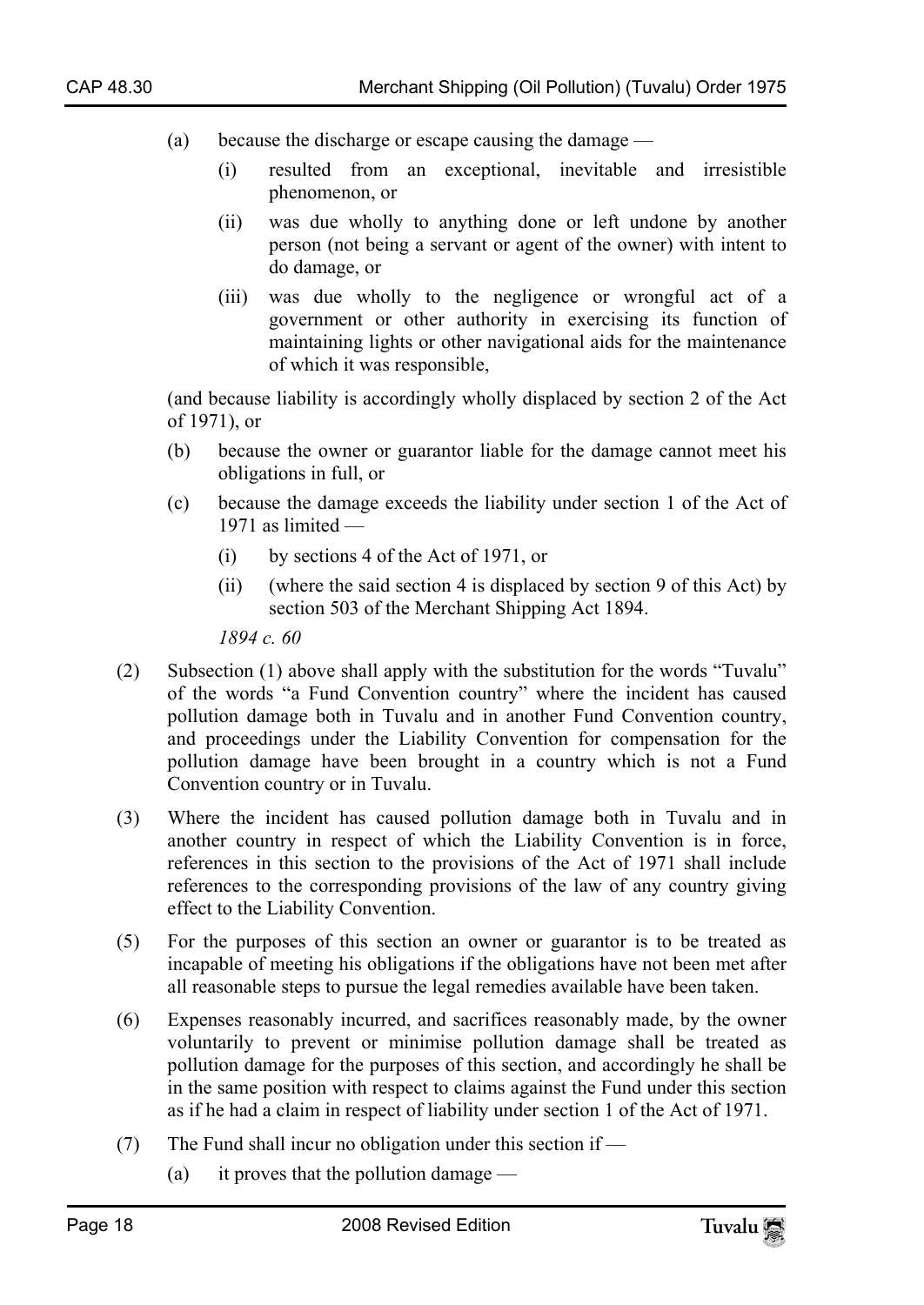(a) because the discharge or escape causing the damage —

  (i) resulted from an exceptional, inevitable and irresistible phenomenon, or

  (ii) was due wholly to anything done or left undone by another person (not being a servant or agent of the owner) with intent to do damage, or

  (iii) was due wholly to the negligence or wrongful act of a government or other authority in exercising its function of maintaining lights or other navigational aids for the maintenance of which it was responsible,

(and because liability is accordingly wholly displaced by section 2 of the Act of 1971), or

(b) because the owner or guarantor liable for the damage cannot meet his obligations in full, or

(c) because the damage exceeds the liability under section 1 of the Act of 1971 as limited —

  (i) by sections 4 of the Act of 1971, or

  (ii) (where the said section 4 is displaced by section 9 of this Act) by section 503 of the Merchant Shipping Act 1894.

*1894 c. 60*

(2) Subsection (1) above shall apply with the substitution for the words "Tuvalu" of the words "a Fund Convention country" where the incident has caused pollution damage both in Tuvalu and in another Fund Convention country, and proceedings under the Liability Convention for compensation for the pollution damage have been brought in a country which is not a Fund Convention country or in Tuvalu.

(3) Where the incident has caused pollution damage both in Tuvalu and in another country in respect of which the Liability Convention is in force, references in this section to the provisions of the Act of 1971 shall include references to the corresponding provisions of the law of any country giving effect to the Liability Convention.

(5) For the purposes of this section an owner or guarantor is to be treated as incapable of meeting his obligations if the obligations have not been met after all reasonable steps to pursue the legal remedies available have been taken.

(6) Expenses reasonably incurred, and sacrifices reasonably made, by the owner voluntarily to prevent or minimise pollution damage shall be treated as pollution damage for the purposes of this section, and accordingly he shall be in the same position with respect to claims against the Fund under this section as if he had a claim in respect of liability under section 1 of the Act of 1971.

(7) The Fund shall incur no obligation under this section if —

  (a) it proves that the pollution damage —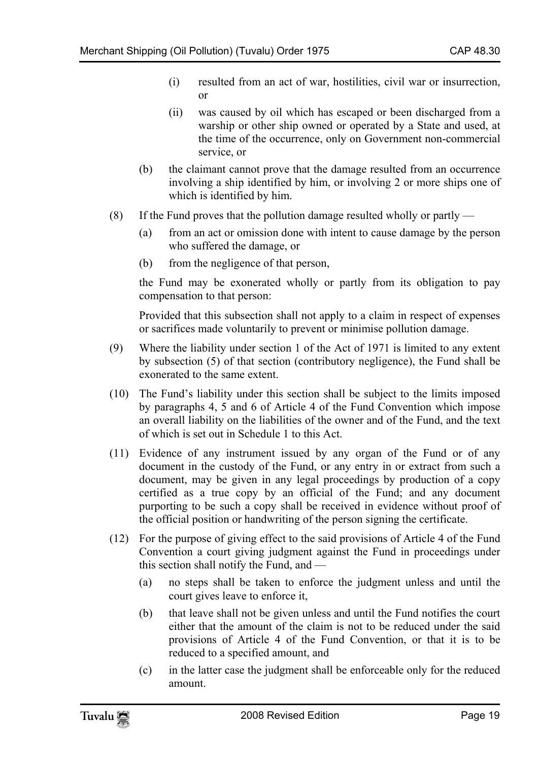(i) resulted from an act of war, hostilities, civil war or insurrection, or

(ii) was caused by oil which has escaped or been discharged from a warship or other ship owned or operated by a State and used, at the time of the occurrence, only on Government non-commercial service, or

(b) the claimant cannot prove that the damage resulted from an occurrence involving a ship identified by him, or involving 2 or more ships one of which is identified by him.

(8) If the Fund proves that the pollution damage resulted wholly or partly —

(a) from an act or omission done with intent to cause damage by the person who suffered the damage, or

(b) from the negligence of that person,

the Fund may be exonerated wholly or partly from its obligation to pay compensation to that person:

Provided that this subsection shall not apply to a claim in respect of expenses or sacrifices made voluntarily to prevent or minimise pollution damage.

(9) Where the liability under section 1 of the Act of 1971 is limited to any extent by subsection (5) of that section (contributory negligence), the Fund shall be exonerated to the same extent.

(10) The Fund's liability under this section shall be subject to the limits imposed by paragraphs 4, 5 and 6 of Article 4 of the Fund Convention which impose an overall liability on the liabilities of the owner and of the Fund, and the text of which is set out in Schedule 1 to this Act.

(11) Evidence of any instrument issued by any organ of the Fund or of any document in the custody of the Fund, or any entry in or extract from such a document, may be given in any legal proceedings by production of a copy certified as a true copy by an official of the Fund; and any document purporting to be such a copy shall be received in evidence without proof of the official position or handwriting of the person signing the certificate.

(12) For the purpose of giving effect to the said provisions of Article 4 of the Fund Convention a court giving judgment against the Fund in proceedings under this section shall notify the Fund, and —

(a) no steps shall be taken to enforce the judgment unless and until the court gives leave to enforce it,

(b) that leave shall not be given unless and until the Fund notifies the court either that the amount of the claim is not to be reduced under the said provisions of Article 4 of the Fund Convention, or that it is to be reduced to a specified amount, and

(c) in the latter case the judgment shall be enforceable only for the reduced amount.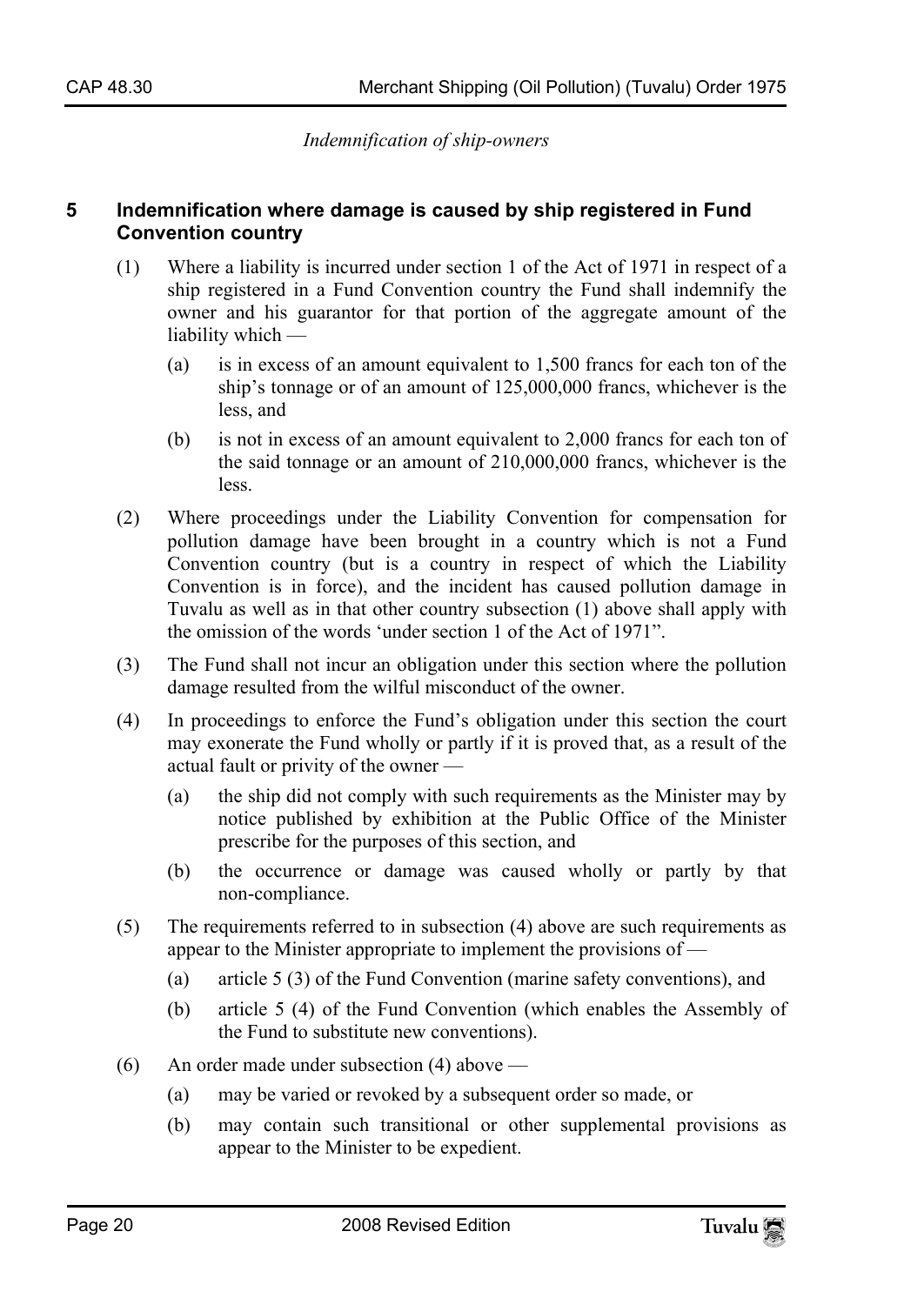*Indemnification of ship-owners*

## 5 Indemnification where damage is caused by ship registered in Fund Convention country

(1) Where a liability is incurred under section 1 of the Act of 1971 in respect of a ship registered in a Fund Convention country the Fund shall indemnify the owner and his guarantor for that portion of the aggregate amount of the liability which —

  (a) is in excess of an amount equivalent to 1,500 francs for each ton of the ship's tonnage or of an amount of 125,000,000 francs, whichever is the less, and

  (b) is not in excess of an amount equivalent to 2,000 francs for each ton of the said tonnage or an amount of 210,000,000 francs, whichever is the less.

(2) Where proceedings under the Liability Convention for compensation for pollution damage have been brought in a country which is not a Fund Convention country (but is a country in respect of which the Liability Convention is in force), and the incident has caused pollution damage in Tuvalu as well as in that other country subsection (1) above shall apply with the omission of the words 'under section 1 of the Act of 1971".

(3) The Fund shall not incur an obligation under this section where the pollution damage resulted from the wilful misconduct of the owner.

(4) In proceedings to enforce the Fund's obligation under this section the court may exonerate the Fund wholly or partly if it is proved that, as a result of the actual fault or privity of the owner —

  (a) the ship did not comply with such requirements as the Minister may by notice published by exhibition at the Public Office of the Minister prescribe for the purposes of this section, and

  (b) the occurrence or damage was caused wholly or partly by that non-compliance.

(5) The requirements referred to in subsection (4) above are such requirements as appear to the Minister appropriate to implement the provisions of —

  (a) article 5 (3) of the Fund Convention (marine safety conventions), and

  (b) article 5 (4) of the Fund Convention (which enables the Assembly of the Fund to substitute new conventions).

(6) An order made under subsection (4) above —

  (a) may be varied or revoked by a subsequent order so made, or

  (b) may contain such transitional or other supplemental provisions as appear to the Minister to be expedient.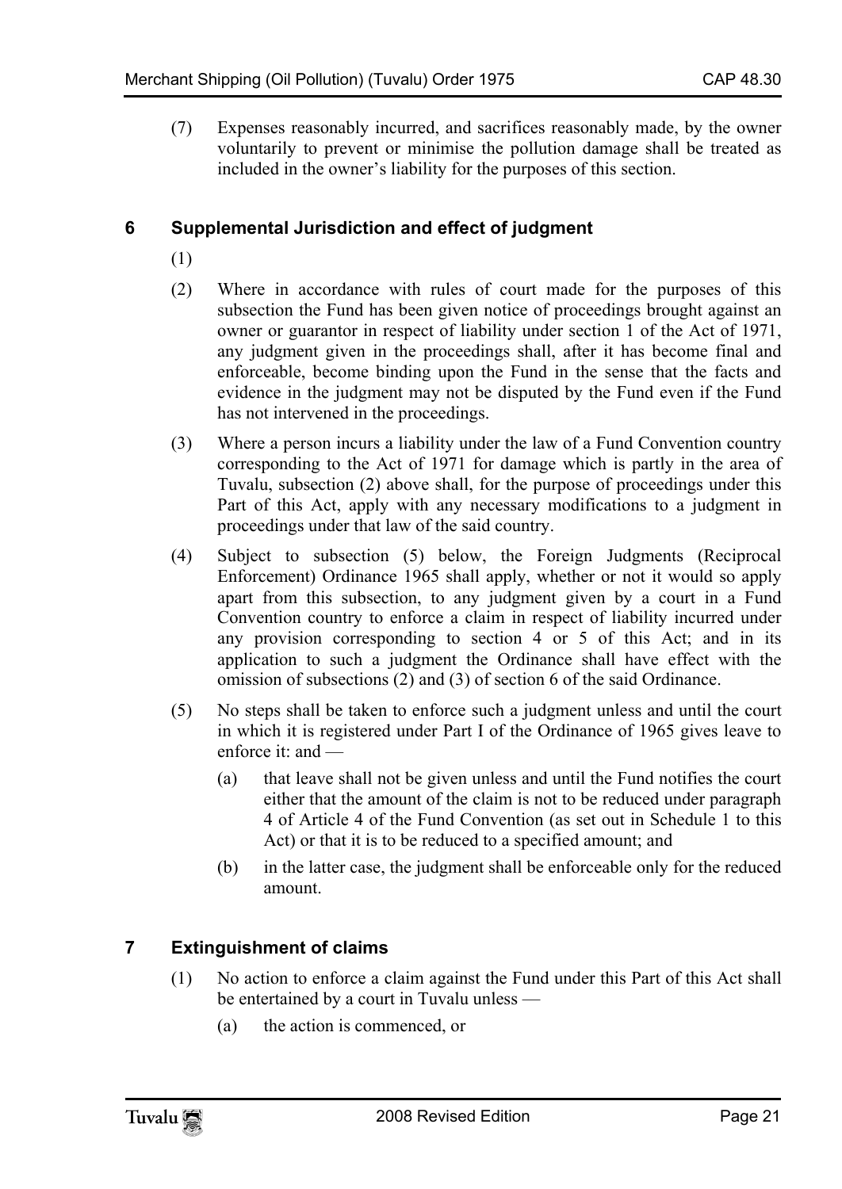(7) Expenses reasonably incurred, and sacrifices reasonably made, by the owner voluntarily to prevent or minimise the pollution damage shall be treated as included in the owner's liability for the purposes of this section.

## 6 Supplemental Jurisdiction and effect of judgment

(1)

(2) Where in accordance with rules of court made for the purposes of this subsection the Fund has been given notice of proceedings brought against an owner or guarantor in respect of liability under section 1 of the Act of 1971, any judgment given in the proceedings shall, after it has become final and enforceable, become binding upon the Fund in the sense that the facts and evidence in the judgment may not be disputed by the Fund even if the Fund has not intervened in the proceedings.

(3) Where a person incurs a liability under the law of a Fund Convention country corresponding to the Act of 1971 for damage which is partly in the area of Tuvalu, subsection (2) above shall, for the purpose of proceedings under this Part of this Act, apply with any necessary modifications to a judgment in proceedings under that law of the said country.

(4) Subject to subsection (5) below, the Foreign Judgments (Reciprocal Enforcement) Ordinance 1965 shall apply, whether or not it would so apply apart from this subsection, to any judgment given by a court in a Fund Convention country to enforce a claim in respect of liability incurred under any provision corresponding to section 4 or 5 of this Act; and in its application to such a judgment the Ordinance shall have effect with the omission of subsections (2) and (3) of section 6 of the said Ordinance.

(5) No steps shall be taken to enforce such a judgment unless and until the court in which it is registered under Part I of the Ordinance of 1965 gives leave to enforce it: and —

(a) that leave shall not be given unless and until the Fund notifies the court either that the amount of the claim is not to be reduced under paragraph 4 of Article 4 of the Fund Convention (as set out in Schedule 1 to this Act) or that it is to be reduced to a specified amount; and

(b) in the latter case, the judgment shall be enforceable only for the reduced amount.

## 7 Extinguishment of claims

(1) No action to enforce a claim against the Fund under this Part of this Act shall be entertained by a court in Tuvalu unless —

(a) the action is commenced, or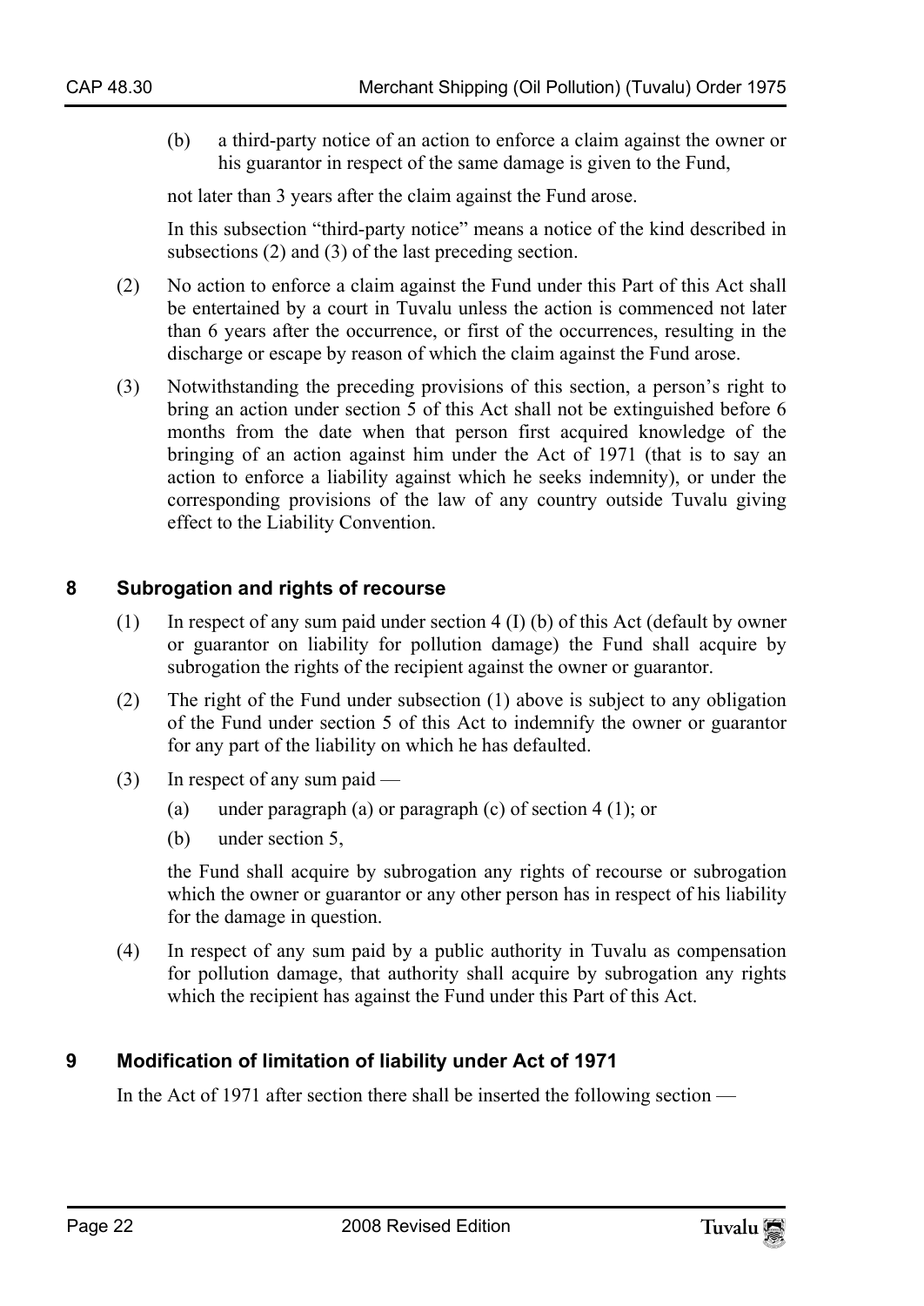(b) a third-party notice of an action to enforce a claim against the owner or his guarantor in respect of the same damage is given to the Fund,

not later than 3 years after the claim against the Fund arose.

In this subsection "third-party notice" means a notice of the kind described in subsections (2) and (3) of the last preceding section.

(2) No action to enforce a claim against the Fund under this Part of this Act shall be entertained by a court in Tuvalu unless the action is commenced not later than 6 years after the occurrence, or first of the occurrences, resulting in the discharge or escape by reason of which the claim against the Fund arose.

(3) Notwithstanding the preceding provisions of this section, a person's right to bring an action under section 5 of this Act shall not be extinguished before 6 months from the date when that person first acquired knowledge of the bringing of an action against him under the Act of 1971 (that is to say an action to enforce a liability against which he seeks indemnity), or under the corresponding provisions of the law of any country outside Tuvalu giving effect to the Liability Convention.

## 8 Subrogation and rights of recourse

(1) In respect of any sum paid under section 4 (I) (b) of this Act (default by owner or guarantor on liability for pollution damage) the Fund shall acquire by subrogation the rights of the recipient against the owner or guarantor.

(2) The right of the Fund under subsection (1) above is subject to any obligation of the Fund under section 5 of this Act to indemnify the owner or guarantor for any part of the liability on which he has defaulted.

(3) In respect of any sum paid —

(a) under paragraph (a) or paragraph (c) of section 4 (1); or

(b) under section 5,

the Fund shall acquire by subrogation any rights of recourse or subrogation which the owner or guarantor or any other person has in respect of his liability for the damage in question.

(4) In respect of any sum paid by a public authority in Tuvalu as compensation for pollution damage, that authority shall acquire by subrogation any rights which the recipient has against the Fund under this Part of this Act.

## 9 Modification of limitation of liability under Act of 1971

In the Act of 1971 after section there shall be inserted the following section —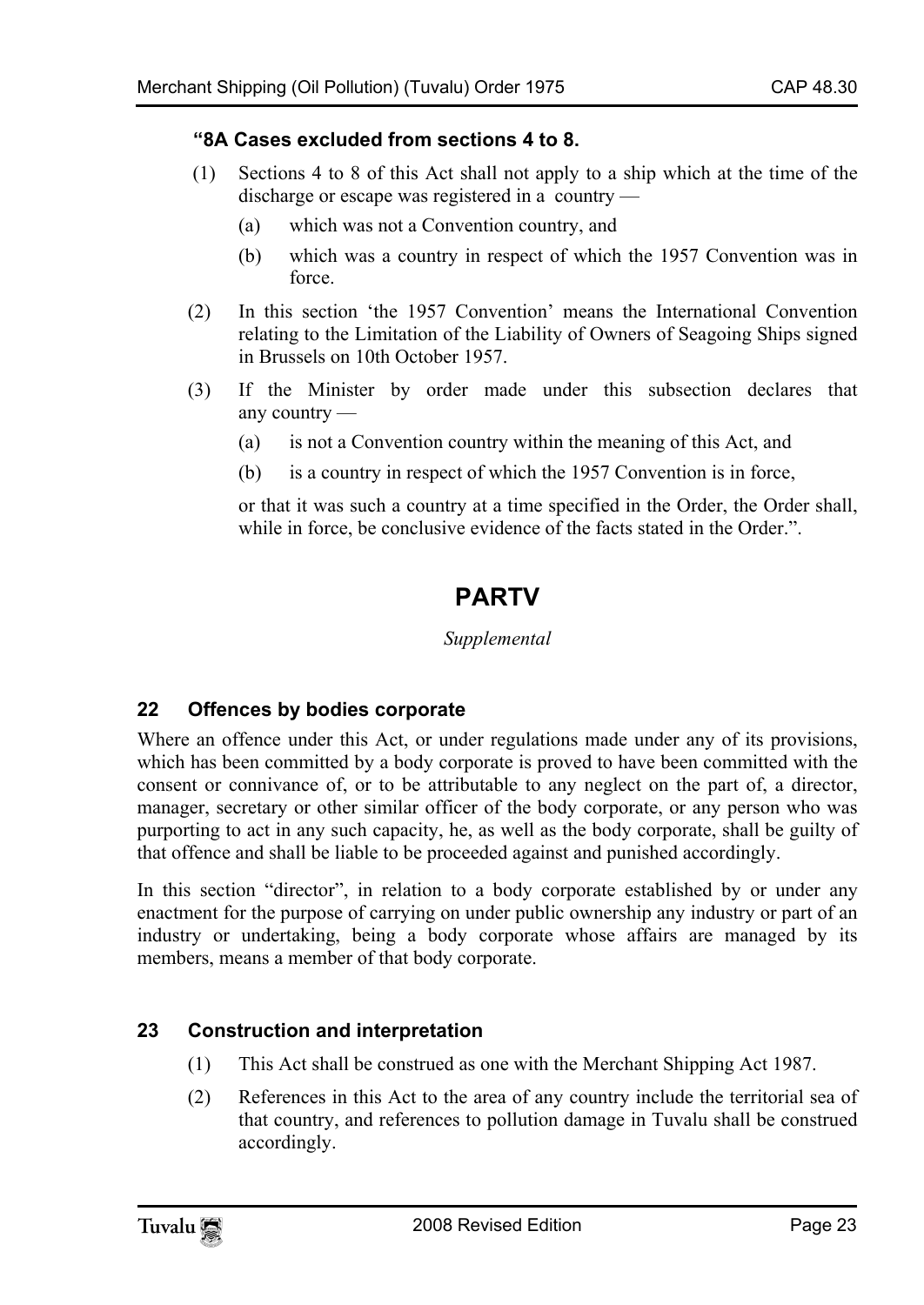**"8A Cases excluded from sections 4 to 8.**

(1) Sections 4 to 8 of this Act shall not apply to a ship which at the time of the discharge or escape was registered in a country —

(a) which was not a Convention country, and

(b) which was a country in respect of which the 1957 Convention was in force.

(2) In this section 'the 1957 Convention' means the International Convention relating to the Limitation of the Liability of Owners of Seagoing Ships signed in Brussels on 10th October 1957.

(3) If the Minister by order made under this subsection declares that any country —

(a) is not a Convention country within the meaning of this Act, and

(b) is a country in respect of which the 1957 Convention is in force,

or that it was such a country at a time specified in the Order, the Order shall, while in force, be conclusive evidence of the facts stated in the Order.".

# PARTV

*Supplemental*

### 22 Offences by bodies corporate

Where an offence under this Act, or under regulations made under any of its provisions, which has been committed by a body corporate is proved to have been committed with the consent or connivance of, or to be attributable to any neglect on the part of, a director, manager, secretary or other similar officer of the body corporate, or any person who was purporting to act in any such capacity, he, as well as the body corporate, shall be guilty of that offence and shall be liable to be proceeded against and punished accordingly.

In this section "director", in relation to a body corporate established by or under any enactment for the purpose of carrying on under public ownership any industry or part of an industry or undertaking, being a body corporate whose affairs are managed by its members, means a member of that body corporate.

### 23 Construction and interpretation

(1) This Act shall be construed as one with the Merchant Shipping Act 1987.

(2) References in this Act to the area of any country include the territorial sea of that country, and references to pollution damage in Tuvalu shall be construed accordingly.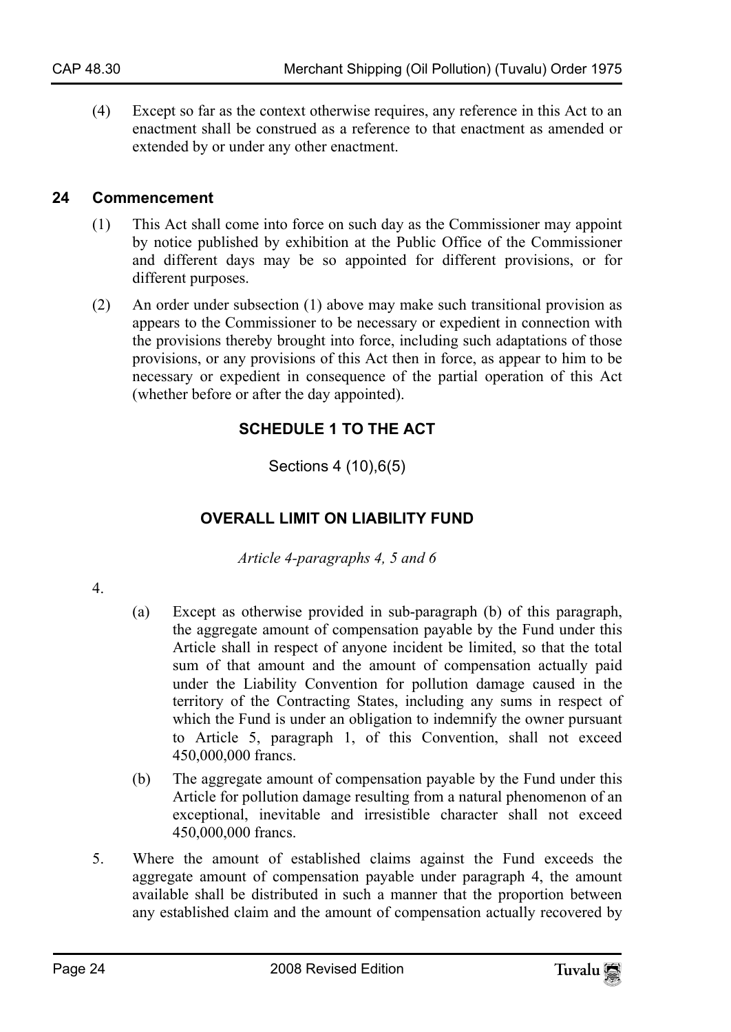(4) Except so far as the context otherwise requires, any reference in this Act to an enactment shall be construed as a reference to that enactment as amended or extended by or under any other enactment.

## 24 Commencement

(1) This Act shall come into force on such day as the Commissioner may appoint by notice published by exhibition at the Public Office of the Commissioner and different days may be so appointed for different provisions, or for different purposes.

(2) An order under subsection (1) above may make such transitional provision as appears to the Commissioner to be necessary or expedient in connection with the provisions thereby brought into force, including such adaptations of those provisions, or any provisions of this Act then in force, as appear to him to be necessary or expedient in consequence of the partial operation of this Act (whether before or after the day appointed).

## SCHEDULE 1 TO THE ACT

Sections 4 (10),6(5)

## OVERALL LIMIT ON LIABILITY FUND

*Article 4-paragraphs 4, 5 and 6*

4.

(a) Except as otherwise provided in sub-paragraph (b) of this paragraph, the aggregate amount of compensation payable by the Fund under this Article shall in respect of anyone incident be limited, so that the total sum of that amount and the amount of compensation actually paid under the Liability Convention for pollution damage caused in the territory of the Contracting States, including any sums in respect of which the Fund is under an obligation to indemnify the owner pursuant to Article 5, paragraph 1, of this Convention, shall not exceed 450,000,000 francs.

(b) The aggregate amount of compensation payable by the Fund under this Article for pollution damage resulting from a natural phenomenon of an exceptional, inevitable and irresistible character shall not exceed 450,000,000 francs.

5. Where the amount of established claims against the Fund exceeds the aggregate amount of compensation payable under paragraph 4, the amount available shall be distributed in such a manner that the proportion between any established claim and the amount of compensation actually recovered by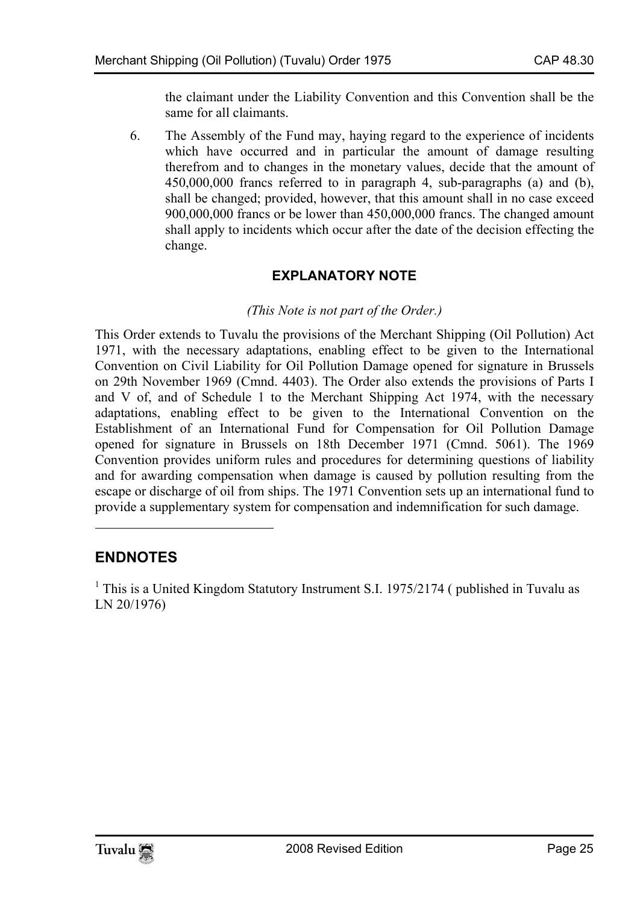the claimant under the Liability Convention and this Convention shall be the same for all claimants.

6. The Assembly of the Fund may, haying regard to the experience of incidents which have occurred and in particular the amount of damage resulting therefrom and to changes in the monetary values, decide that the amount of 450,000,000 francs referred to in paragraph 4, sub-paragraphs (a) and (b), shall be changed; provided, however, that this amount shall in no case exceed 900,000,000 francs or be lower than 450,000,000 francs. The changed amount shall apply to incidents which occur after the date of the decision effecting the change.

### EXPLANATORY NOTE

*(This Note is not part of the Order.)*

This Order extends to Tuvalu the provisions of the Merchant Shipping (Oil Pollution) Act 1971, with the necessary adaptations, enabling effect to be given to the International Convention on Civil Liability for Oil Pollution Damage opened for signature in Brussels on 29th November 1969 (Cmnd. 4403). The Order also extends the provisions of Parts I and V of, and of Schedule 1 to the Merchant Shipping Act 1974, with the necessary adaptations, enabling effect to be given to the International Convention on the Establishment of an International Fund for Compensation for Oil Pollution Damage opened for signature in Brussels on 18th December 1971 (Cmnd. 5061). The 1969 Convention provides uniform rules and procedures for determining questions of liability and for awarding compensation when damage is caused by pollution resulting from the escape or discharge of oil from ships. The 1971 Convention sets up an international fund to provide a supplementary system for compensation and indemnification for such damage.

---

## ENDNOTES

[1] This is a United Kingdom Statutory Instrument S.I. 1975/2174 ( published in Tuvalu as LN 20/1976)